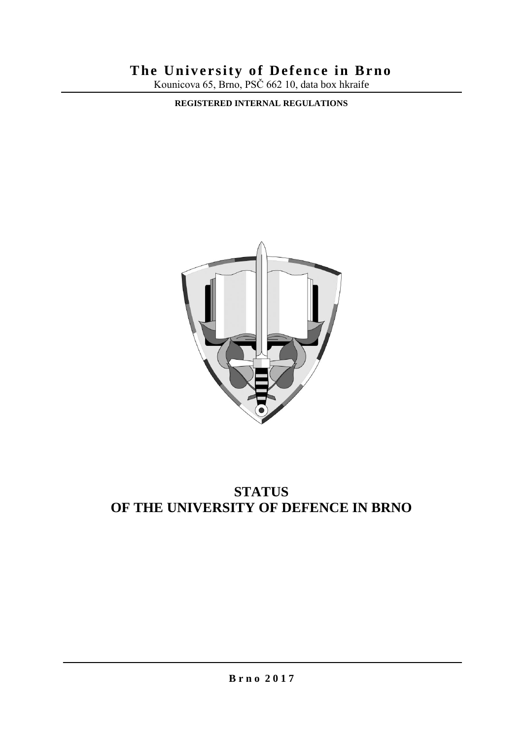# The University of Defence in Brno

Kounicova 65, Brno, PSČ 662 10, data box hkraife

**REGISTERED INTERNAL REGULATIONS**

# STATUS
# OF THE UNIVERSITY OF DEFENCE IN BRNO

**Brno 2017**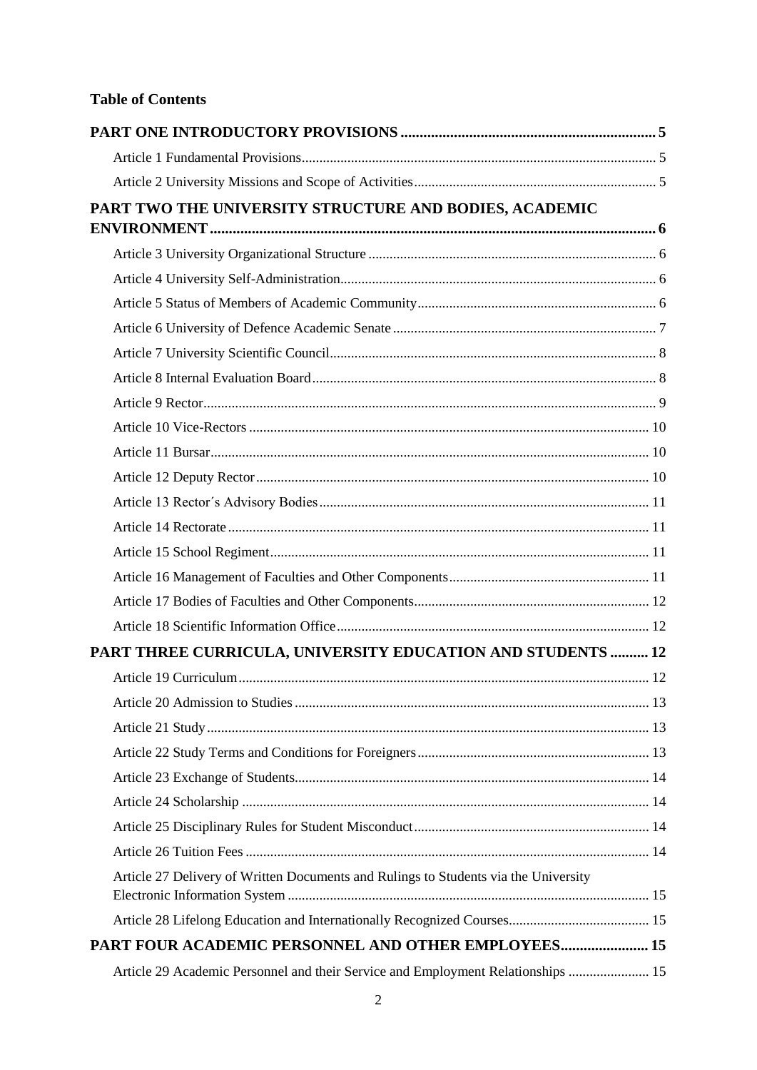## Table of Contents

**PART ONE INTRODUCTORY PROVISIONS** .......... 5

Article 1 Fundamental Provisions .......... 5

Article 2 University Missions and Scope of Activities .......... 5

**PART TWO THE UNIVERSITY STRUCTURE AND BODIES, ACADEMIC ENVIRONMENT** .......... 6

Article 3 University Organizational Structure .......... 6

Article 4 University Self-Administration .......... 6

Article 5 Status of Members of Academic Community .......... 6

Article 6 University of Defence Academic Senate .......... 7

Article 7 University Scientific Council .......... 8

Article 8 Internal Evaluation Board .......... 8

Article 9 Rector .......... 9

Article 10 Vice-Rectors .......... 10

Article 11 Bursar .......... 10

Article 12 Deputy Rector .......... 10

Article 13 Rector´s Advisory Bodies .......... 11

Article 14 Rectorate .......... 11

Article 15 School Regiment .......... 11

Article 16 Management of Faculties and Other Components .......... 11

Article 17 Bodies of Faculties and Other Components .......... 12

Article 18 Scientific Information Office .......... 12

**PART THREE CURRICULA, UNIVERSITY EDUCATION AND STUDENTS** .......... 12

Article 19 Curriculum .......... 12

Article 20 Admission to Studies .......... 13

Article 21 Study .......... 13

Article 22 Study Terms and Conditions for Foreigners .......... 13

Article 23 Exchange of Students .......... 14

Article 24 Scholarship .......... 14

Article 25 Disciplinary Rules for Student Misconduct .......... 14

Article 26 Tuition Fees .......... 14

Article 27 Delivery of Written Documents and Rulings to Students via the University Electronic Information System .......... 15

Article 28 Lifelong Education and Internationally Recognized Courses .......... 15

**PART FOUR ACADEMIC PERSONNEL AND OTHER EMPLOYEES** .......... 15

Article 29 Academic Personnel and their Service and Employment Relationships .......... 15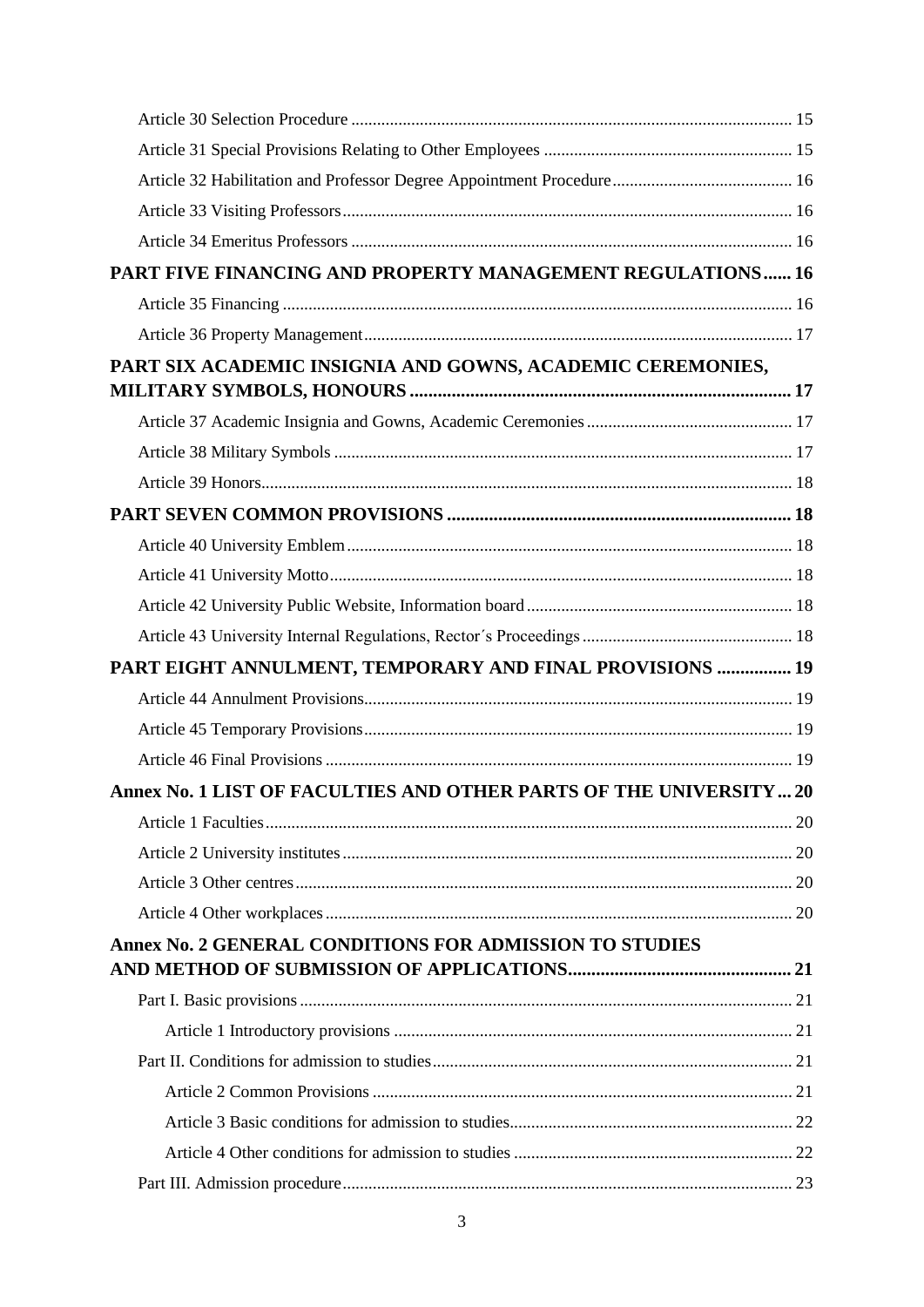Article 30 Selection Procedure ....... 15

Article 31 Special Provisions Relating to Other Employees ....... 15

Article 32 Habilitation and Professor Degree Appointment Procedure ....... 16

Article 33 Visiting Professors ....... 16

Article 34 Emeritus Professors ....... 16

**PART FIVE FINANCING AND PROPERTY MANAGEMENT REGULATIONS ....... 16**

Article 35 Financing ....... 16

Article 36 Property Management ....... 17

**PART SIX ACADEMIC INSIGNIA AND GOWNS, ACADEMIC CEREMONIES, MILITARY SYMBOLS, HONOURS ....... 17**

Article 37 Academic Insignia and Gowns, Academic Ceremonies ....... 17

Article 38 Military Symbols ....... 17

Article 39 Honors ....... 18

**PART SEVEN COMMON PROVISIONS ....... 18**

Article 40 University Emblem ....... 18

Article 41 University Motto ....... 18

Article 42 University Public Website, Information board ....... 18

Article 43 University Internal Regulations, Rector´s Proceedings ....... 18

**PART EIGHT ANNULMENT, TEMPORARY AND FINAL PROVISIONS ....... 19**

Article 44 Annulment Provisions ....... 19

Article 45 Temporary Provisions ....... 19

Article 46 Final Provisions ....... 19

**Annex No. 1 LIST OF FACULTIES AND OTHER PARTS OF THE UNIVERSITY ....... 20**

Article 1 Faculties ....... 20

Article 2 University institutes ....... 20

Article 3 Other centres ....... 20

Article 4 Other workplaces ....... 20

**Annex No. 2 GENERAL CONDITIONS FOR ADMISSION TO STUDIES AND METHOD OF SUBMISSION OF APPLICATIONS ....... 21**

Part I. Basic provisions ....... 21

Article 1 Introductory provisions ....... 21

Part II. Conditions for admission to studies ....... 21

Article 2 Common Provisions ....... 21

Article 3 Basic conditions for admission to studies ....... 22

Article 4 Other conditions for admission to studies ....... 22

Part III. Admission procedure ....... 23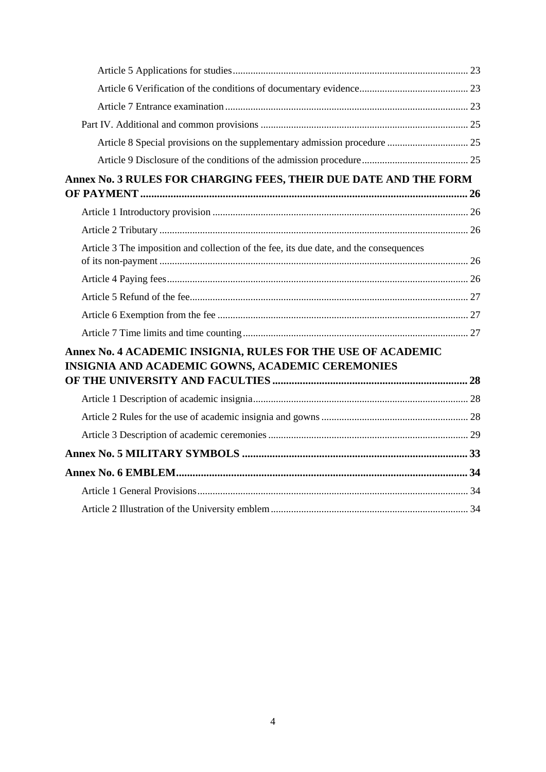Article 5 Applications for studies ... 23

Article 6 Verification of the conditions of documentary evidence ... 23

Article 7 Entrance examination ... 23

Part IV. Additional and common provisions ... 25

Article 8 Special provisions on the supplementary admission procedure ... 25

Article 9 Disclosure of the conditions of the admission procedure ... 25

**Annex No. 3 RULES FOR CHARGING FEES, THEIR DUE DATE AND THE FORM OF PAYMENT ... 26**

Article 1 Introductory provision ... 26

Article 2 Tributary ... 26

Article 3 The imposition and collection of the fee, its due date, and the consequences of its non-payment ... 26

Article 4 Paying fees ... 26

Article 5 Refund of the fee ... 27

Article 6 Exemption from the fee ... 27

Article 7 Time limits and time counting ... 27

**Annex No. 4 ACADEMIC INSIGNIA, RULES FOR THE USE OF ACADEMIC INSIGNIA AND ACADEMIC GOWNS, ACADEMIC CEREMONIES OF THE UNIVERSITY AND FACULTIES ... 28**

Article 1 Description of academic insignia ... 28

Article 2 Rules for the use of academic insignia and gowns ... 28

Article 3 Description of academic ceremonies ... 29

**Annex No. 5 MILITARY SYMBOLS ... 33**

**Annex No. 6 EMBLEM ... 34**

Article 1 General Provisions ... 34

Article 2 Illustration of the University emblem ... 34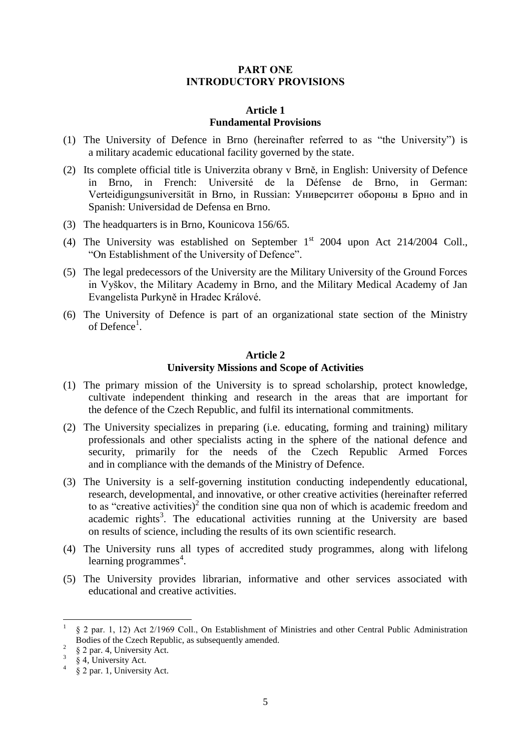# PART ONE
# INTRODUCTORY PROVISIONS

## Article 1
## Fundamental Provisions

(1) The University of Defence in Brno (hereinafter referred to as "the University") is a military academic educational facility governed by the state.

(2) Its complete official title is Univerzita obrany v Brně, in English: University of Defence in Brno, in French: Université de la Défense de Brno, in German: Verteidigungsuniversität in Brno, in Russian: Университет обороны в Брно and in Spanish: Universidad de Defensa en Brno.

(3) The headquarters is in Brno, Kounicova 156/65.

(4) The University was established on September 1st 2004 upon Act 214/2004 Coll., "On Establishment of the University of Defence".

(5) The legal predecessors of the University are the Military University of the Ground Forces in Vyškov, the Military Academy in Brno, and the Military Medical Academy of Jan Evangelista Purkyně in Hradec Králové.

(6) The University of Defence is part of an organizational state section of the Ministry of Defence[1].

## Article 2
## University Missions and Scope of Activities

(1) The primary mission of the University is to spread scholarship, protect knowledge, cultivate independent thinking and research in the areas that are important for the defence of the Czech Republic, and fulfil its international commitments.

(2) The University specializes in preparing (i.e. educating, forming and training) military professionals and other specialists acting in the sphere of the national defence and security, primarily for the needs of the Czech Republic Armed Forces and in compliance with the demands of the Ministry of Defence.

(3) The University is a self-governing institution conducting independently educational, research, developmental, and innovative, or other creative activities (hereinafter referred to as "creative activities")[2] the condition sine qua non of which is academic freedom and academic rights[3]. The educational activities running at the University are based on results of science, including the results of its own scientific research.

(4) The University runs all types of accredited study programmes, along with lifelong learning programmes[4].

(5) The University provides librarian, informative and other services associated with educational and creative activities.

---

[1] § 2 par. 1, 12) Act 2/1969 Coll., On Establishment of Ministries and other Central Public Administration Bodies of the Czech Republic, as subsequently amended.

[2] § 2 par. 4, University Act.

[3] § 4, University Act.

[4] § 2 par. 1, University Act.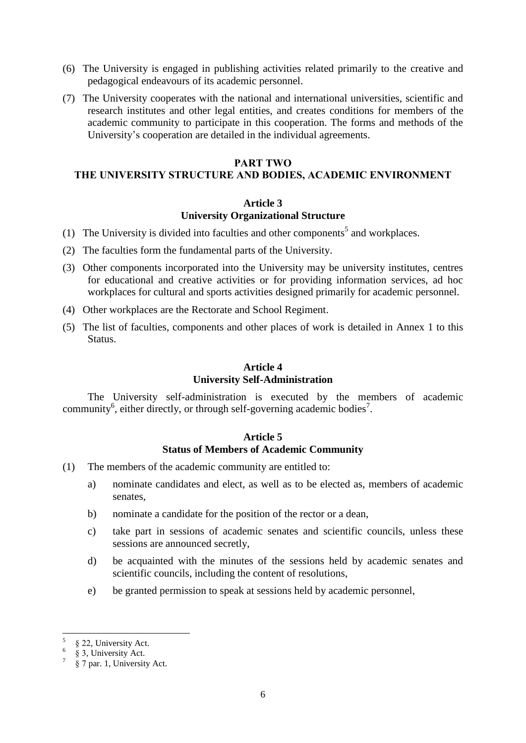(6) The University is engaged in publishing activities related primarily to the creative and pedagogical endeavours of its academic personnel.

(7) The University cooperates with the national and international universities, scientific and research institutes and other legal entities, and creates conditions for members of the academic community to participate in this cooperation. The forms and methods of the University's cooperation are detailed in the individual agreements.

## PART TWO
## THE UNIVERSITY STRUCTURE AND BODIES, ACADEMIC ENVIRONMENT

### Article 3
### University Organizational Structure

(1) The University is divided into faculties and other components[5] and workplaces.

(2) The faculties form the fundamental parts of the University.

(3) Other components incorporated into the University may be university institutes, centres for educational and creative activities or for providing information services, ad hoc workplaces for cultural and sports activities designed primarily for academic personnel.

(4) Other workplaces are the Rectorate and School Regiment.

(5) The list of faculties, components and other places of work is detailed in Annex 1 to this Status.

### Article 4
### University Self-Administration

The University self-administration is executed by the members of academic community[6], either directly, or through self-governing academic bodies[7].

### Article 5
### Status of Members of Academic Community

(1) The members of the academic community are entitled to:

a) nominate candidates and elect, as well as to be elected as, members of academic senates,

b) nominate a candidate for the position of the rector or a dean,

c) take part in sessions of academic senates and scientific councils, unless these sessions are announced secretly,

d) be acquainted with the minutes of the sessions held by academic senates and scientific councils, including the content of resolutions,

e) be granted permission to speak at sessions held by academic personnel,

---

[5] § 22, University Act.

[6] § 3, University Act.

[7] § 7 par. 1, University Act.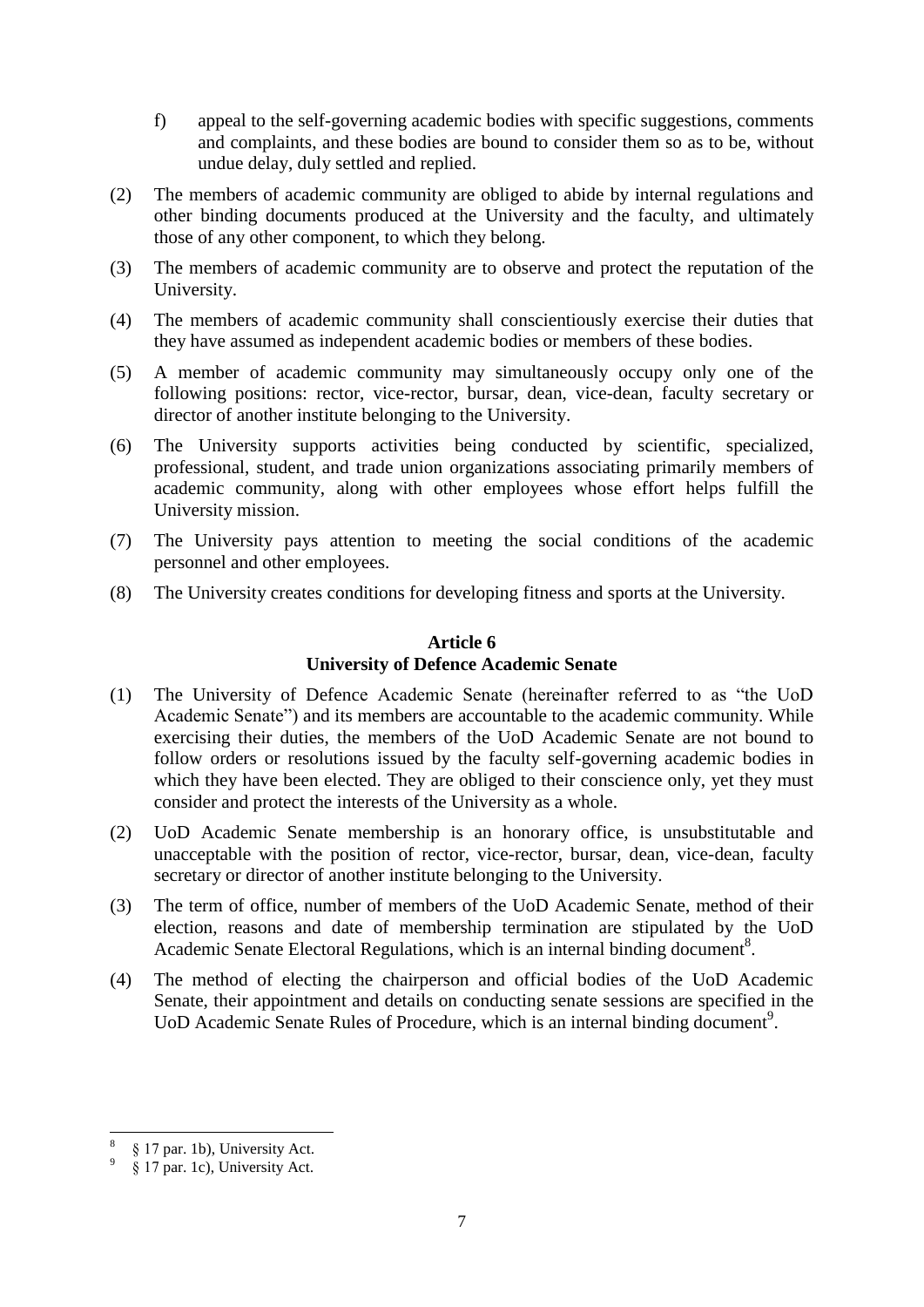f) appeal to the self-governing academic bodies with specific suggestions, comments and complaints, and these bodies are bound to consider them so as to be, without undue delay, duly settled and replied.

(2) The members of academic community are obliged to abide by internal regulations and other binding documents produced at the University and the faculty, and ultimately those of any other component, to which they belong.

(3) The members of academic community are to observe and protect the reputation of the University.

(4) The members of academic community shall conscientiously exercise their duties that they have assumed as independent academic bodies or members of these bodies.

(5) A member of academic community may simultaneously occupy only one of the following positions: rector, vice-rector, bursar, dean, vice-dean, faculty secretary or director of another institute belonging to the University.

(6) The University supports activities being conducted by scientific, specialized, professional, student, and trade union organizations associating primarily members of academic community, along with other employees whose effort helps fulfill the University mission.

(7) The University pays attention to meeting the social conditions of the academic personnel and other employees.

(8) The University creates conditions for developing fitness and sports at the University.

## Article 6
## University of Defence Academic Senate

(1) The University of Defence Academic Senate (hereinafter referred to as "the UoD Academic Senate") and its members are accountable to the academic community. While exercising their duties, the members of the UoD Academic Senate are not bound to follow orders or resolutions issued by the faculty self-governing academic bodies in which they have been elected. They are obliged to their conscience only, yet they must consider and protect the interests of the University as a whole.

(2) UoD Academic Senate membership is an honorary office, is unsubstitutable and unacceptable with the position of rector, vice-rector, bursar, dean, vice-dean, faculty secretary or director of another institute belonging to the University.

(3) The term of office, number of members of the UoD Academic Senate, method of their election, reasons and date of membership termination are stipulated by the UoD Academic Senate Electoral Regulations, which is an internal binding document[8].

(4) The method of electing the chairperson and official bodies of the UoD Academic Senate, their appointment and details on conducting senate sessions are specified in the UoD Academic Senate Rules of Procedure, which is an internal binding document[9].

---

[8] § 17 par. 1b), University Act.

[9] § 17 par. 1c), University Act.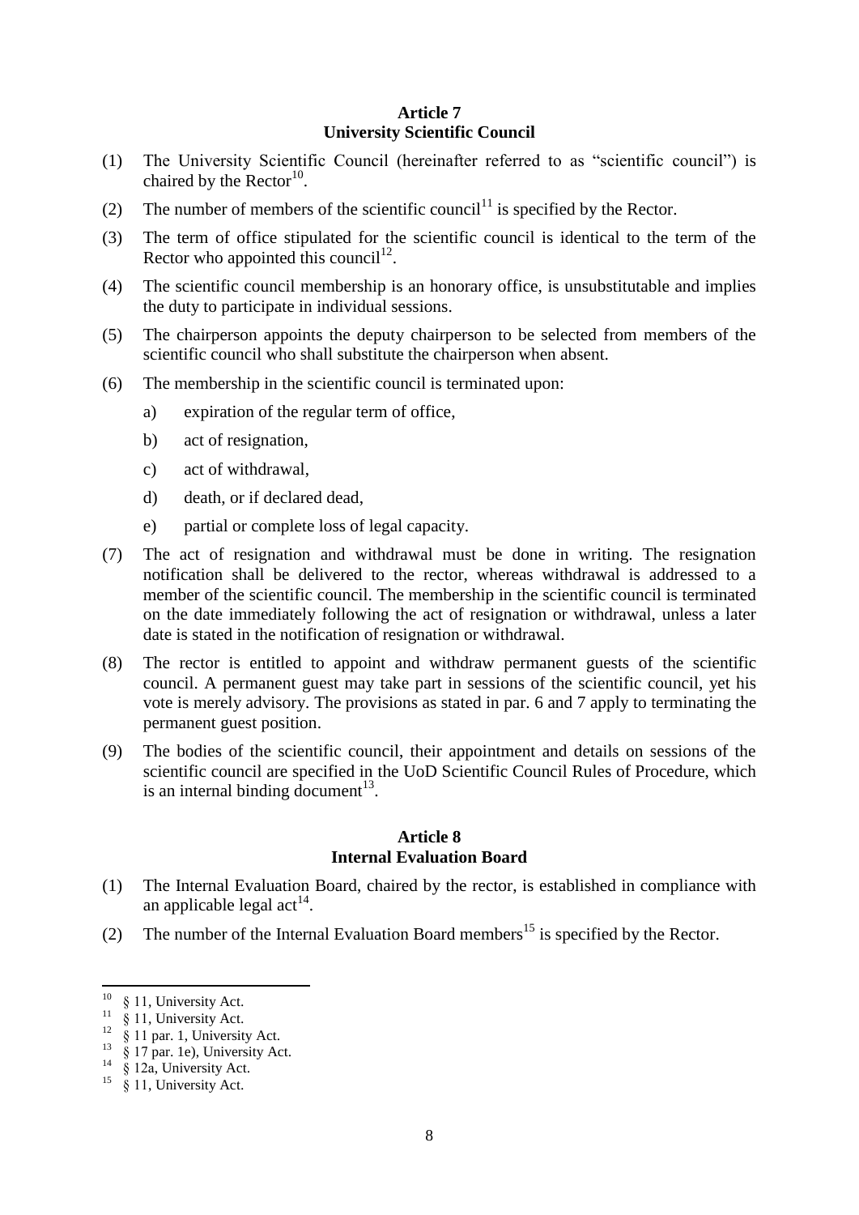## Article 7
## University Scientific Council

(1) The University Scientific Council (hereinafter referred to as "scientific council") is chaired by the Rector[10].

(2) The number of members of the scientific council[11] is specified by the Rector.

(3) The term of office stipulated for the scientific council is identical to the term of the Rector who appointed this council[12].

(4) The scientific council membership is an honorary office, is unsubstitutable and implies the duty to participate in individual sessions.

(5) The chairperson appoints the deputy chairperson to be selected from members of the scientific council who shall substitute the chairperson when absent.

(6) The membership in the scientific council is terminated upon:

   a) expiration of the regular term of office,

   b) act of resignation,

   c) act of withdrawal,

   d) death, or if declared dead,

   e) partial or complete loss of legal capacity.

(7) The act of resignation and withdrawal must be done in writing. The resignation notification shall be delivered to the rector, whereas withdrawal is addressed to a member of the scientific council. The membership in the scientific council is terminated on the date immediately following the act of resignation or withdrawal, unless a later date is stated in the notification of resignation or withdrawal.

(8) The rector is entitled to appoint and withdraw permanent guests of the scientific council. A permanent guest may take part in sessions of the scientific council, yet his vote is merely advisory. The provisions as stated in par. 6 and 7 apply to terminating the permanent guest position.

(9) The bodies of the scientific council, their appointment and details on sessions of the scientific council are specified in the UoD Scientific Council Rules of Procedure, which is an internal binding document[13].

## Article 8
## Internal Evaluation Board

(1) The Internal Evaluation Board, chaired by the rector, is established in compliance with an applicable legal act[14].

(2) The number of the Internal Evaluation Board members[15] is specified by the Rector.

---

[10] § 11, University Act.
[11] § 11, University Act.
[12] § 11 par. 1, University Act.
[13] § 17 par. 1e), University Act.
[14] § 12a, University Act.
[15] § 11, University Act.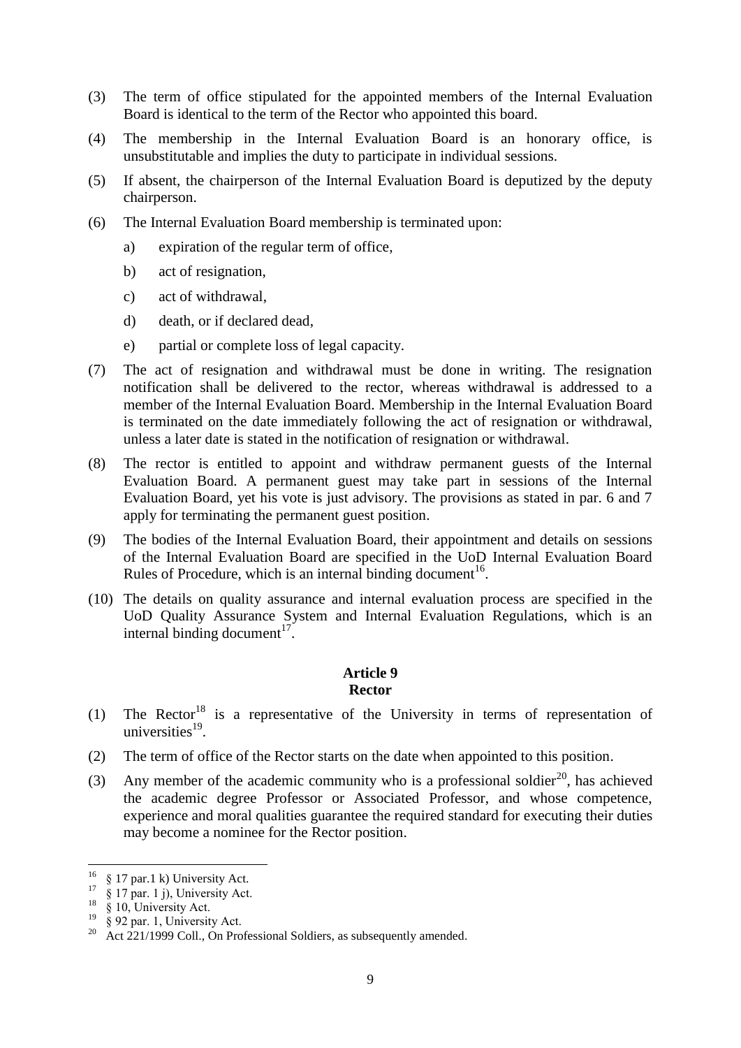(3) The term of office stipulated for the appointed members of the Internal Evaluation Board is identical to the term of the Rector who appointed this board.

(4) The membership in the Internal Evaluation Board is an honorary office, is unsubstitutable and implies the duty to participate in individual sessions.

(5) If absent, the chairperson of the Internal Evaluation Board is deputized by the deputy chairperson.

(6) The Internal Evaluation Board membership is terminated upon:

   a) expiration of the regular term of office,

   b) act of resignation,

   c) act of withdrawal,

   d) death, or if declared dead,

   e) partial or complete loss of legal capacity.

(7) The act of resignation and withdrawal must be done in writing. The resignation notification shall be delivered to the rector, whereas withdrawal is addressed to a member of the Internal Evaluation Board. Membership in the Internal Evaluation Board is terminated on the date immediately following the act of resignation or withdrawal, unless a later date is stated in the notification of resignation or withdrawal.

(8) The rector is entitled to appoint and withdraw permanent guests of the Internal Evaluation Board. A permanent guest may take part in sessions of the Internal Evaluation Board, yet his vote is just advisory. The provisions as stated in par. 6 and 7 apply for terminating the permanent guest position.

(9) The bodies of the Internal Evaluation Board, their appointment and details on sessions of the Internal Evaluation Board are specified in the UoD Internal Evaluation Board Rules of Procedure, which is an internal binding document[16].

(10) The details on quality assurance and internal evaluation process are specified in the UoD Quality Assurance System and Internal Evaluation Regulations, which is an internal binding document[17].

### Article 9
### Rector

(1) The Rector[18] is a representative of the University in terms of representation of universities[19].

(2) The term of office of the Rector starts on the date when appointed to this position.

(3) Any member of the academic community who is a professional soldier[20], has achieved the academic degree Professor or Associated Professor, and whose competence, experience and moral qualities guarantee the required standard for executing their duties may become a nominee for the Rector position.

---

[16] § 17 par.1 k) University Act.

[17] § 17 par. 1 j), University Act.

[18] § 10, University Act.

[19] § 92 par. 1, University Act.

[20] Act 221/1999 Coll., On Professional Soldiers, as subsequently amended.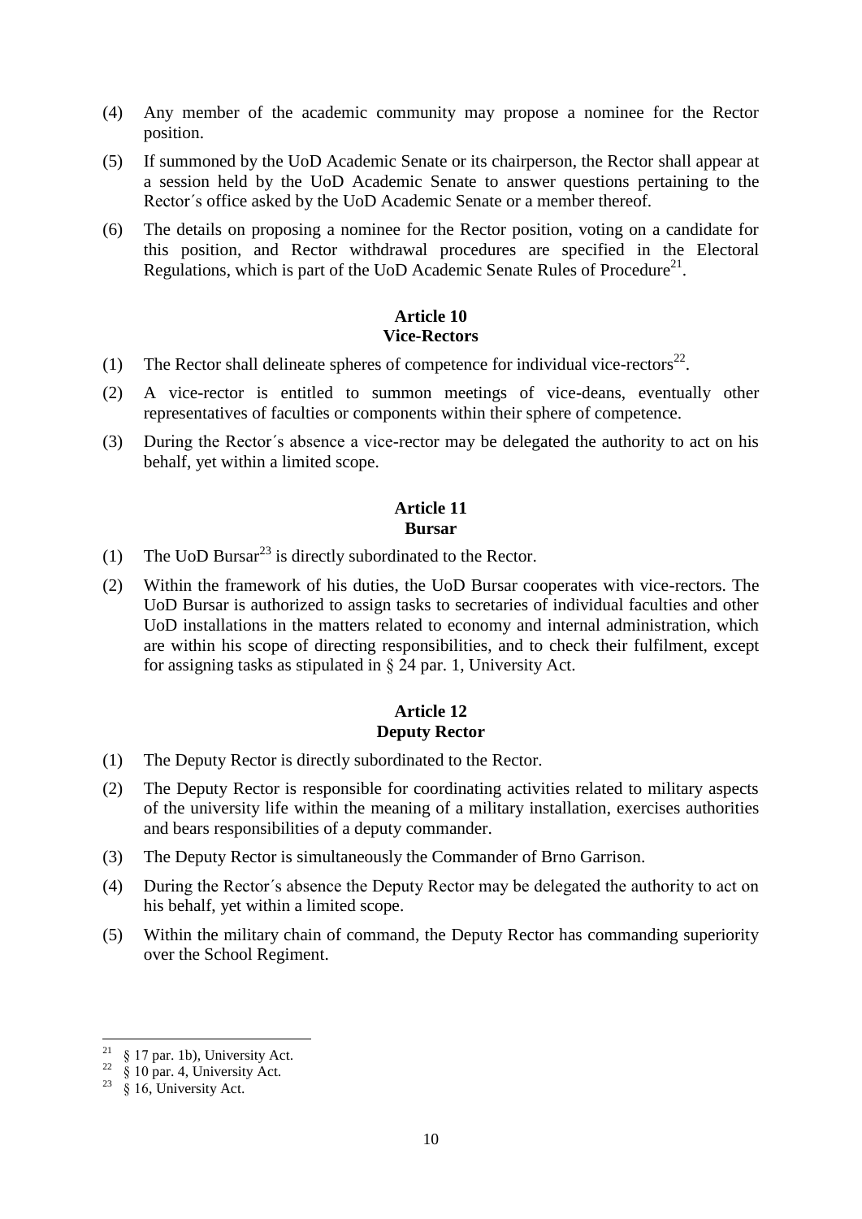(4) Any member of the academic community may propose a nominee for the Rector position.

(5) If summoned by the UoD Academic Senate or its chairperson, the Rector shall appear at a session held by the UoD Academic Senate to answer questions pertaining to the Rector´s office asked by the UoD Academic Senate or a member thereof.

(6) The details on proposing a nominee for the Rector position, voting on a candidate for this position, and Rector withdrawal procedures are specified in the Electoral Regulations, which is part of the UoD Academic Senate Rules of Procedure[21].

## Article 10
## Vice-Rectors

(1) The Rector shall delineate spheres of competence for individual vice-rectors[22].

(2) A vice-rector is entitled to summon meetings of vice-deans, eventually other representatives of faculties or components within their sphere of competence.

(3) During the Rector´s absence a vice-rector may be delegated the authority to act on his behalf, yet within a limited scope.

## Article 11
## Bursar

(1) The UoD Bursar[23] is directly subordinated to the Rector.

(2) Within the framework of his duties, the UoD Bursar cooperates with vice-rectors. The UoD Bursar is authorized to assign tasks to secretaries of individual faculties and other UoD installations in the matters related to economy and internal administration, which are within his scope of directing responsibilities, and to check their fulfilment, except for assigning tasks as stipulated in § 24 par. 1, University Act.

## Article 12
## Deputy Rector

(1) The Deputy Rector is directly subordinated to the Rector.

(2) The Deputy Rector is responsible for coordinating activities related to military aspects of the university life within the meaning of a military installation, exercises authorities and bears responsibilities of a deputy commander.

(3) The Deputy Rector is simultaneously the Commander of Brno Garrison.

(4) During the Rector´s absence the Deputy Rector may be delegated the authority to act on his behalf, yet within a limited scope.

(5) Within the military chain of command, the Deputy Rector has commanding superiority over the School Regiment.

---

[21] § 17 par. 1b), University Act.

[22] § 10 par. 4, University Act.

[23] § 16, University Act.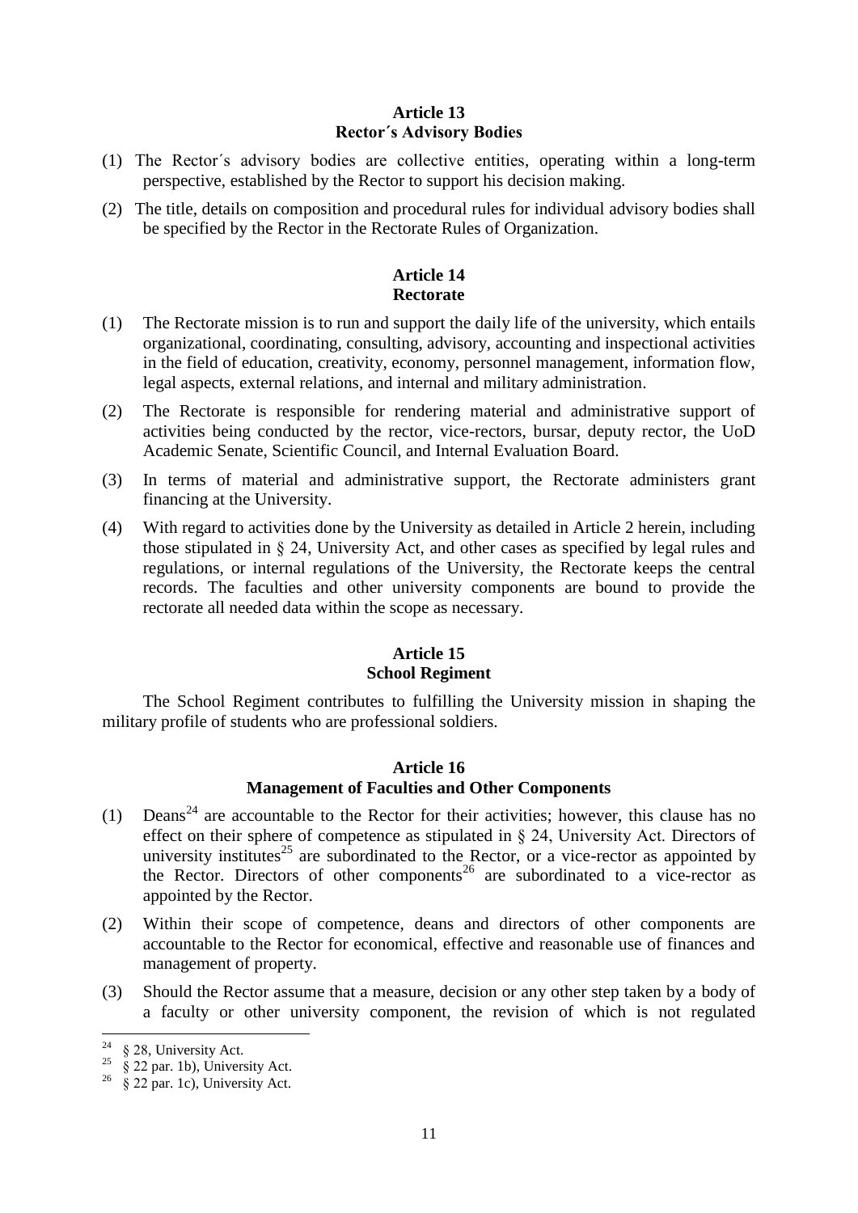## Article 13
## Rector´s Advisory Bodies

(1) The Rector´s advisory bodies are collective entities, operating within a long-term perspective, established by the Rector to support his decision making.

(2) The title, details on composition and procedural rules for individual advisory bodies shall be specified by the Rector in the Rectorate Rules of Organization.

## Article 14
## Rectorate

(1) The Rectorate mission is to run and support the daily life of the university, which entails organizational, coordinating, consulting, advisory, accounting and inspectional activities in the field of education, creativity, economy, personnel management, information flow, legal aspects, external relations, and internal and military administration.

(2) The Rectorate is responsible for rendering material and administrative support of activities being conducted by the rector, vice-rectors, bursar, deputy rector, the UoD Academic Senate, Scientific Council, and Internal Evaluation Board.

(3) In terms of material and administrative support, the Rectorate administers grant financing at the University.

(4) With regard to activities done by the University as detailed in Article 2 herein, including those stipulated in § 24, University Act, and other cases as specified by legal rules and regulations, or internal regulations of the University, the Rectorate keeps the central records. The faculties and other university components are bound to provide the rectorate all needed data within the scope as necessary.

## Article 15
## School Regiment

The School Regiment contributes to fulfilling the University mission in shaping the military profile of students who are professional soldiers.

## Article 16
## Management of Faculties and Other Components

(1) Deans[24] are accountable to the Rector for their activities; however, this clause has no effect on their sphere of competence as stipulated in § 24, University Act. Directors of university institutes[25] are subordinated to the Rector, or a vice-rector as appointed by the Rector. Directors of other components[26] are subordinated to a vice-rector as appointed by the Rector.

(2) Within their scope of competence, deans and directors of other components are accountable to the Rector for economical, effective and reasonable use of finances and management of property.

(3) Should the Rector assume that a measure, decision or any other step taken by a body of a faculty or other university component, the revision of which is not regulated

---

[24] § 28, University Act.

[25] § 22 par. 1b), University Act.

[26] § 22 par. 1c), University Act.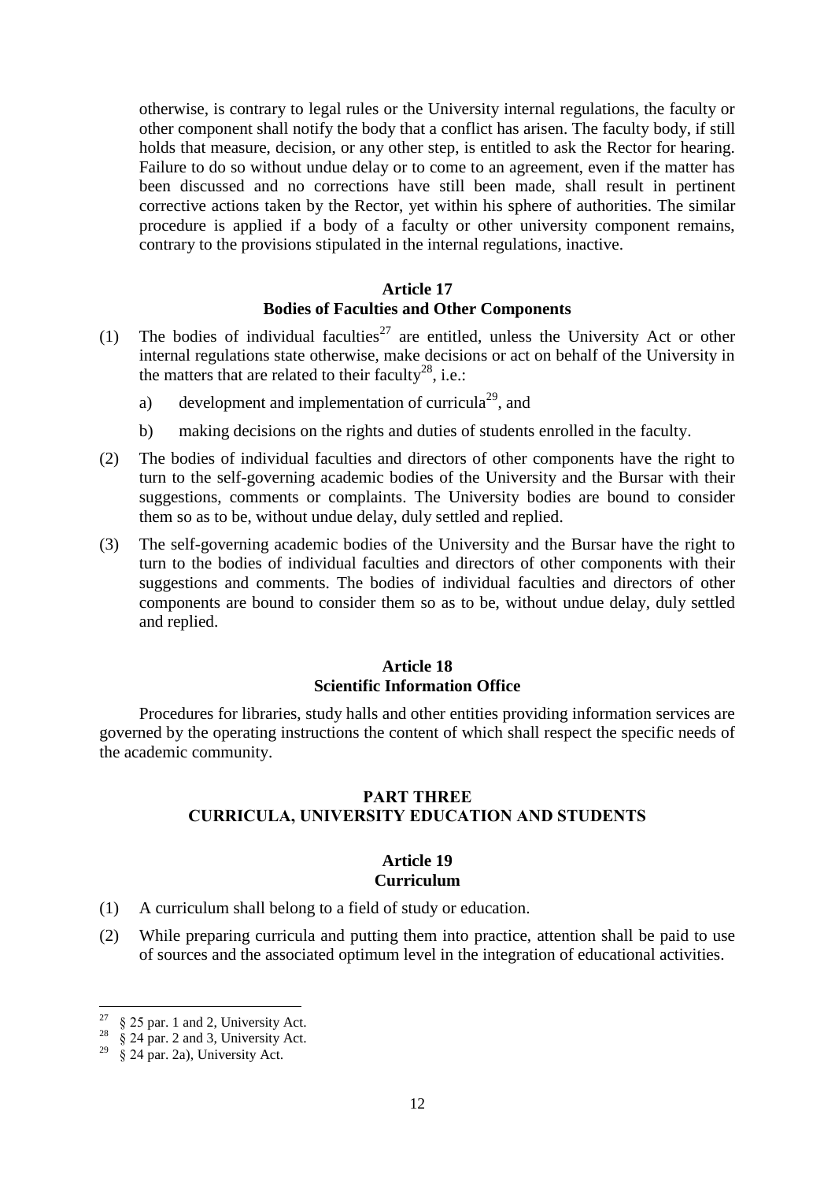otherwise, is contrary to legal rules or the University internal regulations, the faculty or other component shall notify the body that a conflict has arisen. The faculty body, if still holds that measure, decision, or any other step, is entitled to ask the Rector for hearing. Failure to do so without undue delay or to come to an agreement, even if the matter has been discussed and no corrections have still been made, shall result in pertinent corrective actions taken by the Rector, yet within his sphere of authorities. The similar procedure is applied if a body of a faculty or other university component remains, contrary to the provisions stipulated in the internal regulations, inactive.

### Article 17
### Bodies of Faculties and Other Components

(1) The bodies of individual faculties[27] are entitled, unless the University Act or other internal regulations state otherwise, make decisions or act on behalf of the University in the matters that are related to their faculty[28], i.e.:

   a) development and implementation of curricula[29], and

   b) making decisions on the rights and duties of students enrolled in the faculty.

(2) The bodies of individual faculties and directors of other components have the right to turn to the self-governing academic bodies of the University and the Bursar with their suggestions, comments or complaints. The University bodies are bound to consider them so as to be, without undue delay, duly settled and replied.

(3) The self-governing academic bodies of the University and the Bursar have the right to turn to the bodies of individual faculties and directors of other components with their suggestions and comments. The bodies of individual faculties and directors of other components are bound to consider them so as to be, without undue delay, duly settled and replied.

### Article 18
### Scientific Information Office

Procedures for libraries, study halls and other entities providing information services are governed by the operating instructions the content of which shall respect the specific needs of the academic community.

## PART THREE
## CURRICULA, UNIVERSITY EDUCATION AND STUDENTS

### Article 19
### Curriculum

(1) A curriculum shall belong to a field of study or education.

(2) While preparing curricula and putting them into practice, attention shall be paid to use of sources and the associated optimum level in the integration of educational activities.

---

[27] § 25 par. 1 and 2, University Act.
[28] § 24 par. 2 and 3, University Act.
[29] § 24 par. 2a), University Act.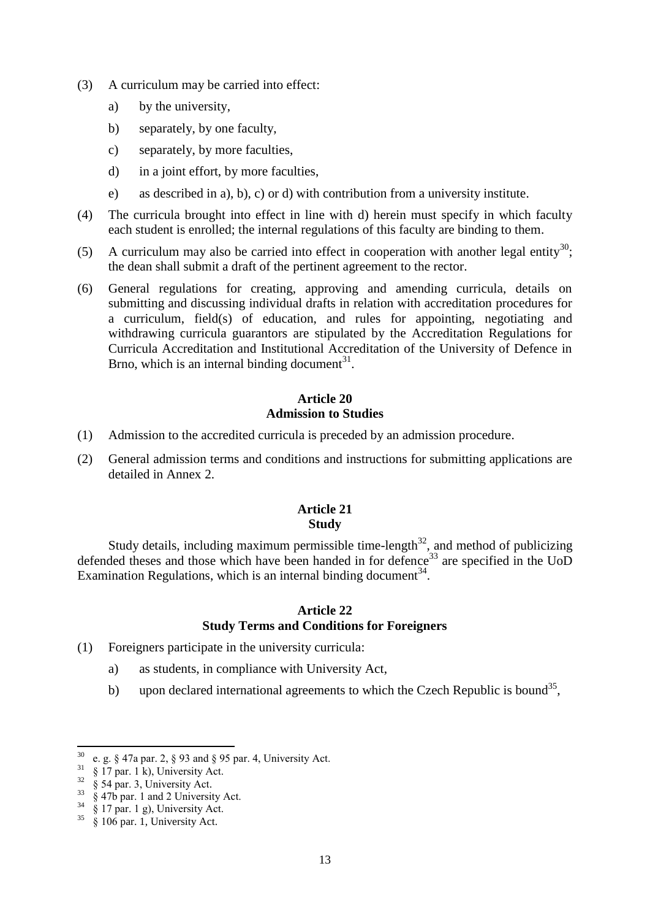(3) A curriculum may be carried into effect:

  a) by the university,

  b) separately, by one faculty,

  c) separately, by more faculties,

  d) in a joint effort, by more faculties,

  e) as described in a), b), c) or d) with contribution from a university institute.

(4) The curricula brought into effect in line with d) herein must specify in which faculty each student is enrolled; the internal regulations of this faculty are binding to them.

(5) A curriculum may also be carried into effect in cooperation with another legal entity[30]; the dean shall submit a draft of the pertinent agreement to the rector.

(6) General regulations for creating, approving and amending curricula, details on submitting and discussing individual drafts in relation with accreditation procedures for a curriculum, field(s) of education, and rules for appointing, negotiating and withdrawing curricula guarantors are stipulated by the Accreditation Regulations for Curricula Accreditation and Institutional Accreditation of the University of Defence in Brno, which is an internal binding document[31].

**Article 20**
**Admission to Studies**

(1) Admission to the accredited curricula is preceded by an admission procedure.

(2) General admission terms and conditions and instructions for submitting applications are detailed in Annex 2.

**Article 21**
**Study**

Study details, including maximum permissible time-length[32], and method of publicizing defended theses and those which have been handed in for defence[33] are specified in the UoD Examination Regulations, which is an internal binding document[34].

**Article 22**
**Study Terms and Conditions for Foreigners**

(1) Foreigners participate in the university curricula:

  a) as students, in compliance with University Act,

  b) upon declared international agreements to which the Czech Republic is bound[35],

---

[30] e. g. § 47a par. 2, § 93 and § 95 par. 4, University Act.
[31] § 17 par. 1 k), University Act.
[32] § 54 par. 3, University Act.
[33] § 47b par. 1 and 2 University Act.
[34] § 17 par. 1 g), University Act.
[35] § 106 par. 1, University Act.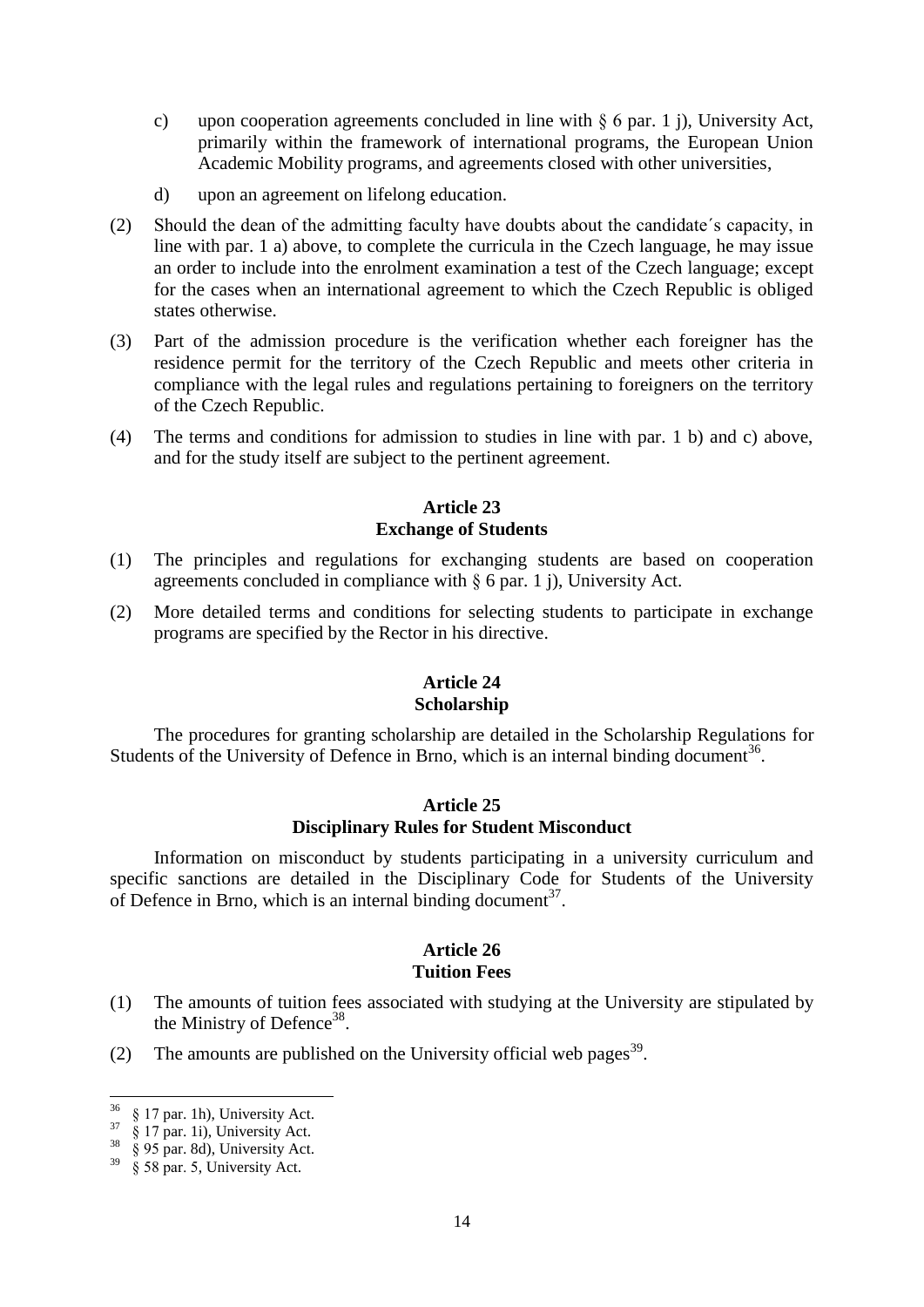c) upon cooperation agreements concluded in line with § 6 par. 1 j), University Act, primarily within the framework of international programs, the European Union Academic Mobility programs, and agreements closed with other universities,

d) upon an agreement on lifelong education.

(2) Should the dean of the admitting faculty have doubts about the candidate´s capacity, in line with par. 1 a) above, to complete the curricula in the Czech language, he may issue an order to include into the enrolment examination a test of the Czech language; except for the cases when an international agreement to which the Czech Republic is obliged states otherwise.

(3) Part of the admission procedure is the verification whether each foreigner has the residence permit for the territory of the Czech Republic and meets other criteria in compliance with the legal rules and regulations pertaining to foreigners on the territory of the Czech Republic.

(4) The terms and conditions for admission to studies in line with par. 1 b) and c) above, and for the study itself are subject to the pertinent agreement.

## Article 23
## Exchange of Students

(1) The principles and regulations for exchanging students are based on cooperation agreements concluded in compliance with § 6 par. 1 j), University Act.

(2) More detailed terms and conditions for selecting students to participate in exchange programs are specified by the Rector in his directive.

## Article 24
## Scholarship

The procedures for granting scholarship are detailed in the Scholarship Regulations for Students of the University of Defence in Brno, which is an internal binding document[36].

## Article 25
## Disciplinary Rules for Student Misconduct

Information on misconduct by students participating in a university curriculum and specific sanctions are detailed in the Disciplinary Code for Students of the University of Defence in Brno, which is an internal binding document[37].

## Article 26
## Tuition Fees

(1) The amounts of tuition fees associated with studying at the University are stipulated by the Ministry of Defence[38].

(2) The amounts are published on the University official web pages[39].

---

[36] § 17 par. 1h), University Act.
[37] § 17 par. 1i), University Act.
[38] § 95 par. 8d), University Act.
[39] § 58 par. 5, University Act.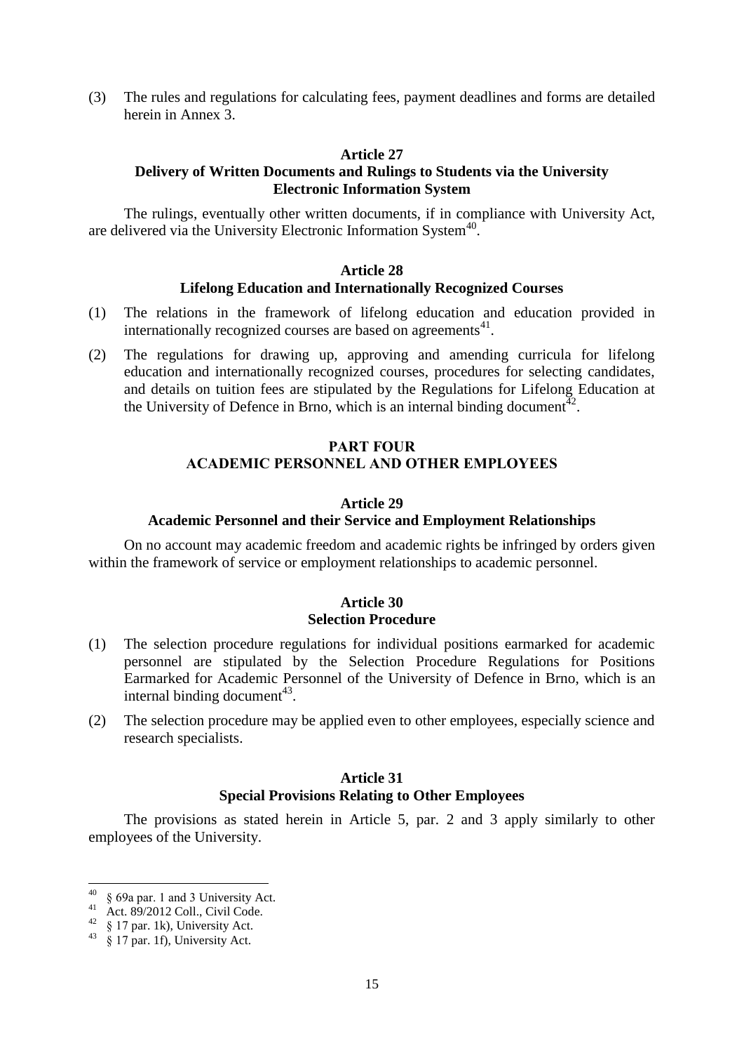(3) The rules and regulations for calculating fees, payment deadlines and forms are detailed herein in Annex 3.

### Article 27
### Delivery of Written Documents and Rulings to Students via the University Electronic Information System

The rulings, eventually other written documents, if in compliance with University Act, are delivered via the University Electronic Information System[40].

### Article 28
### Lifelong Education and Internationally Recognized Courses

(1) The relations in the framework of lifelong education and education provided in internationally recognized courses are based on agreements[41].

(2) The regulations for drawing up, approving and amending curricula for lifelong education and internationally recognized courses, procedures for selecting candidates, and details on tuition fees are stipulated by the Regulations for Lifelong Education at the University of Defence in Brno, which is an internal binding document[42].

## PART FOUR
## ACADEMIC PERSONNEL AND OTHER EMPLOYEES

### Article 29
### Academic Personnel and their Service and Employment Relationships

On no account may academic freedom and academic rights be infringed by orders given within the framework of service or employment relationships to academic personnel.

### Article 30
### Selection Procedure

(1) The selection procedure regulations for individual positions earmarked for academic personnel are stipulated by the Selection Procedure Regulations for Positions Earmarked for Academic Personnel of the University of Defence in Brno, which is an internal binding document[43].

(2) The selection procedure may be applied even to other employees, especially science and research specialists.

### Article 31
### Special Provisions Relating to Other Employees

The provisions as stated herein in Article 5, par. 2 and 3 apply similarly to other employees of the University.

---

[40] § 69a par. 1 and 3 University Act.

[41] Act. 89/2012 Coll., Civil Code.

[42] § 17 par. 1k), University Act.

[43] § 17 par. 1f), University Act.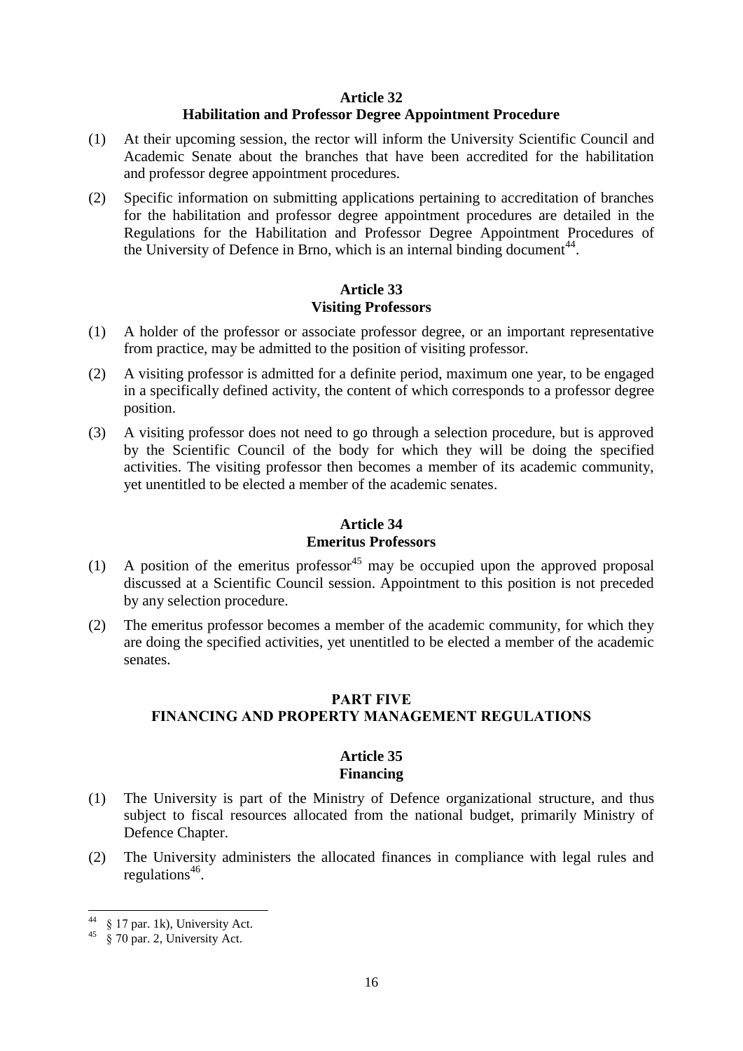### Article 32
### Habilitation and Professor Degree Appointment Procedure

(1) At their upcoming session, the rector will inform the University Scientific Council and Academic Senate about the branches that have been accredited for the habilitation and professor degree appointment procedures.

(2) Specific information on submitting applications pertaining to accreditation of branches for the habilitation and professor degree appointment procedures are detailed in the Regulations for the Habilitation and Professor Degree Appointment Procedures of the University of Defence in Brno, which is an internal binding document[44].

### Article 33
### Visiting Professors

(1) A holder of the professor or associate professor degree, or an important representative from practice, may be admitted to the position of visiting professor.

(2) A visiting professor is admitted for a definite period, maximum one year, to be engaged in a specifically defined activity, the content of which corresponds to a professor degree position.

(3) A visiting professor does not need to go through a selection procedure, but is approved by the Scientific Council of the body for which they will be doing the specified activities. The visiting professor then becomes a member of its academic community, yet unentitled to be elected a member of the academic senates.

### Article 34
### Emeritus Professors

(1) A position of the emeritus professor[45] may be occupied upon the approved proposal discussed at a Scientific Council session. Appointment to this position is not preceded by any selection procedure.

(2) The emeritus professor becomes a member of the academic community, for which they are doing the specified activities, yet unentitled to be elected a member of the academic senates.

## PART FIVE
## FINANCING AND PROPERTY MANAGEMENT REGULATIONS

### Article 35
### Financing

(1) The University is part of the Ministry of Defence organizational structure, and thus subject to fiscal resources allocated from the national budget, primarily Ministry of Defence Chapter.

(2) The University administers the allocated finances in compliance with legal rules and regulations[46].

---

[44] § 17 par. 1k), University Act.

[45] § 70 par. 2, University Act.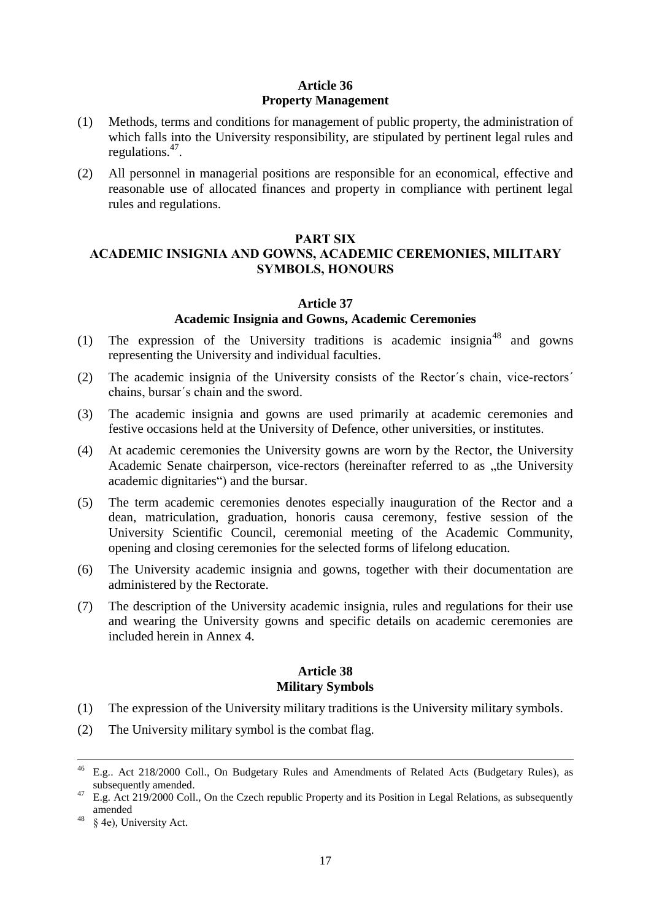### Article 36
### Property Management

(1) Methods, terms and conditions for management of public property, the administration of which falls into the University responsibility, are stipulated by pertinent legal rules and regulations.[47].

(2) All personnel in managerial positions are responsible for an economical, effective and reasonable use of allocated finances and property in compliance with pertinent legal rules and regulations.

## PART SIX
## ACADEMIC INSIGNIA AND GOWNS, ACADEMIC CEREMONIES, MILITARY SYMBOLS, HONOURS

### Article 37
### Academic Insignia and Gowns, Academic Ceremonies

(1) The expression of the University traditions is academic insignia[48] and gowns representing the University and individual faculties.

(2) The academic insignia of the University consists of the Rector´s chain, vice-rectors´ chains, bursar´s chain and the sword.

(3) The academic insignia and gowns are used primarily at academic ceremonies and festive occasions held at the University of Defence, other universities, or institutes.

(4) At academic ceremonies the University gowns are worn by the Rector, the University Academic Senate chairperson, vice-rectors (hereinafter referred to as „the University academic dignitaries") and the bursar.

(5) The term academic ceremonies denotes especially inauguration of the Rector and a dean, matriculation, graduation, honoris causa ceremony, festive session of the University Scientific Council, ceremonial meeting of the Academic Community, opening and closing ceremonies for the selected forms of lifelong education.

(6) The University academic insignia and gowns, together with their documentation are administered by the Rectorate.

(7) The description of the University academic insignia, rules and regulations for their use and wearing the University gowns and specific details on academic ceremonies are included herein in Annex 4.

### Article 38
### Military Symbols

(1) The expression of the University military traditions is the University military symbols.

(2) The University military symbol is the combat flag.

---

[46] E.g.. Act 218/2000 Coll., On Budgetary Rules and Amendments of Related Acts (Budgetary Rules), as subsequently amended.

[47] E.g. Act 219/2000 Coll., On the Czech republic Property and its Position in Legal Relations, as subsequently amended

[48] § 4e), University Act.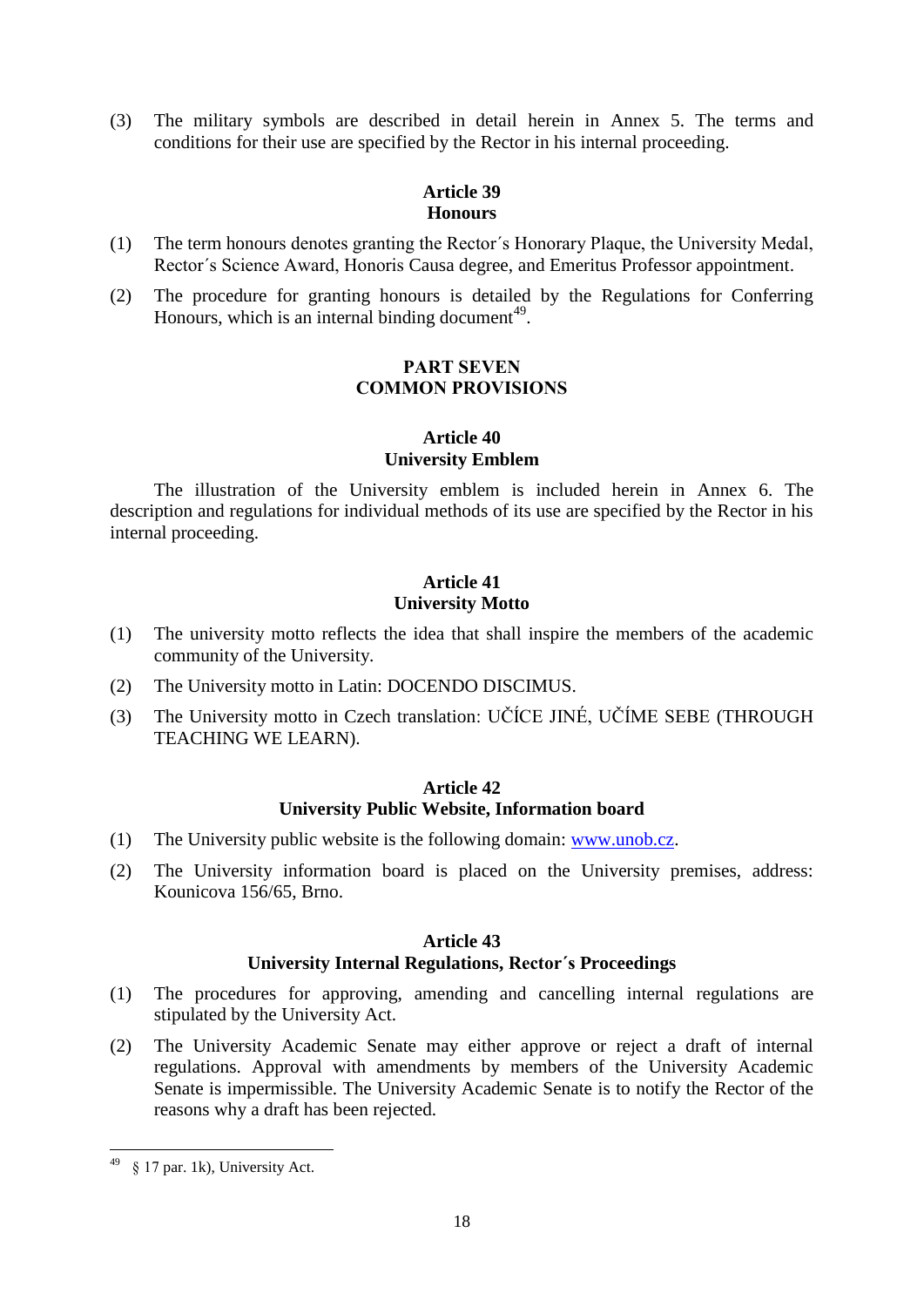(3) The military symbols are described in detail herein in Annex 5. The terms and conditions for their use are specified by the Rector in his internal proceeding.

### Article 39
### Honours

(1) The term honours denotes granting the Rector´s Honorary Plaque, the University Medal, Rector´s Science Award, Honoris Causa degree, and Emeritus Professor appointment.

(2) The procedure for granting honours is detailed by the Regulations for Conferring Honours, which is an internal binding document[49].

## PART SEVEN
## COMMON PROVISIONS

### Article 40
### University Emblem

The illustration of the University emblem is included herein in Annex 6. The description and regulations for individual methods of its use are specified by the Rector in his internal proceeding.

### Article 41
### University Motto

(1) The university motto reflects the idea that shall inspire the members of the academic community of the University.

(2) The University motto in Latin: DOCENDO DISCIMUS.

(3) The University motto in Czech translation: UČÍCE JINÉ, UČÍME SEBE (THROUGH TEACHING WE LEARN).

### Article 42
### University Public Website, Information board

(1) The University public website is the following domain: www.unob.cz.

(2) The University information board is placed on the University premises, address: Kounicova 156/65, Brno.

### Article 43
### University Internal Regulations, Rector´s Proceedings

(1) The procedures for approving, amending and cancelling internal regulations are stipulated by the University Act.

(2) The University Academic Senate may either approve or reject a draft of internal regulations. Approval with amendments by members of the University Academic Senate is impermissible. The University Academic Senate is to notify the Rector of the reasons why a draft has been rejected.

---

[49] § 17 par. 1k), University Act.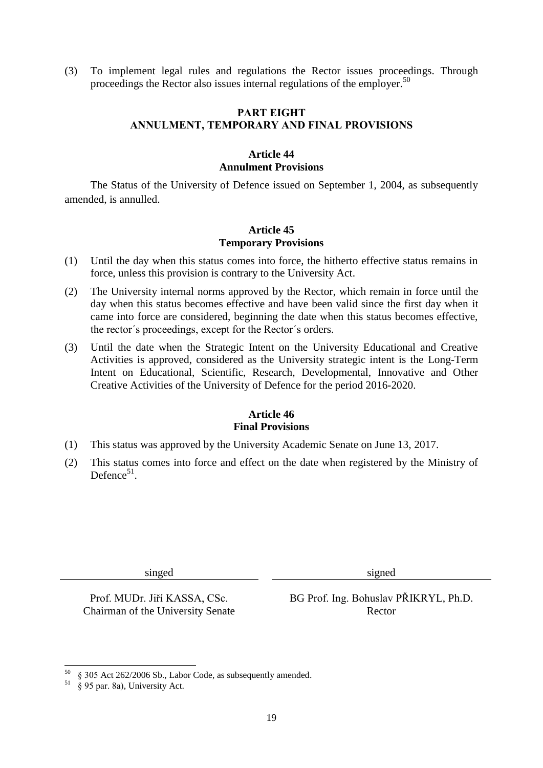(3) To implement legal rules and regulations the Rector issues proceedings. Through proceedings the Rector also issues internal regulations of the employer.[50]

## PART EIGHT
## ANNULMENT, TEMPORARY AND FINAL PROVISIONS

### Article 44
### Annulment Provisions

The Status of the University of Defence issued on September 1, 2004, as subsequently amended, is annulled.

### Article 45
### Temporary Provisions

(1) Until the day when this status comes into force, the hitherto effective status remains in force, unless this provision is contrary to the University Act.

(2) The University internal norms approved by the Rector, which remain in force until the day when this status becomes effective and have been valid since the first day when it came into force are considered, beginning the date when this status becomes effective, the rector´s proceedings, except for the Rector´s orders.

(3) Until the date when the Strategic Intent on the University Educational and Creative Activities is approved, considered as the University strategic intent is the Long-Term Intent on Educational, Scientific, Research, Developmental, Innovative and Other Creative Activities of the University of Defence for the period 2016-2020.

### Article 46
### Final Provisions

(1) This status was approved by the University Academic Senate on June 13, 2017.

(2) This status comes into force and effect on the date when registered by the Ministry of Defence[51].

| singed | signed |
|---|---|
| Prof. MUDr. Jiří KASSA, CSc.<br>Chairman of the University Senate | BG Prof. Ing. Bohuslav PŘIKRYL, Ph.D.<br>Rector |

---

[50] § 305 Act 262/2006 Sb., Labor Code, as subsequently amended.

[51] § 95 par. 8a), University Act.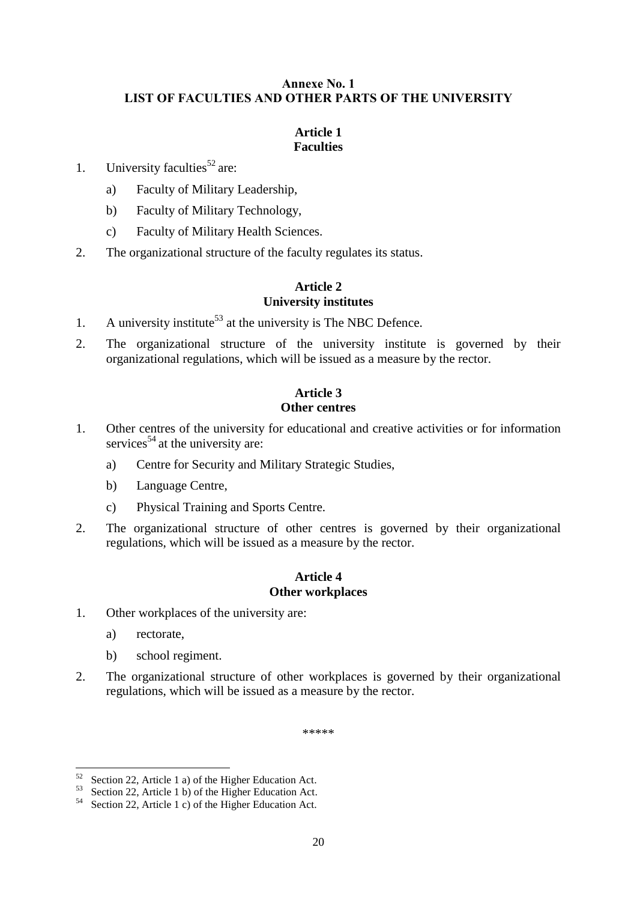## Annexe No. 1
## LIST OF FACULTIES AND OTHER PARTS OF THE UNIVERSITY

### Article 1
### Faculties

1. University faculties[52] are:
   a) Faculty of Military Leadership,
   b) Faculty of Military Technology,
   c) Faculty of Military Health Sciences.
2. The organizational structure of the faculty regulates its status.

### Article 2
### University institutes

1. A university institute[53] at the university is The NBC Defence.
2. The organizational structure of the university institute is governed by their organizational regulations, which will be issued as a measure by the rector.

### Article 3
### Other centres

1. Other centres of the university for educational and creative activities or for information services[54] at the university are:
   a) Centre for Security and Military Strategic Studies,
   b) Language Centre,
   c) Physical Training and Sports Centre.
2. The organizational structure of other centres is governed by their organizational regulations, which will be issued as a measure by the rector.

### Article 4
### Other workplaces

1. Other workplaces of the university are:
   a) rectorate,
   b) school regiment.
2. The organizational structure of other workplaces is governed by their organizational regulations, which will be issued as a measure by the rector.

\*\*\*\*\*

---

[52] Section 22, Article 1 a) of the Higher Education Act.
[53] Section 22, Article 1 b) of the Higher Education Act.
[54] Section 22, Article 1 c) of the Higher Education Act.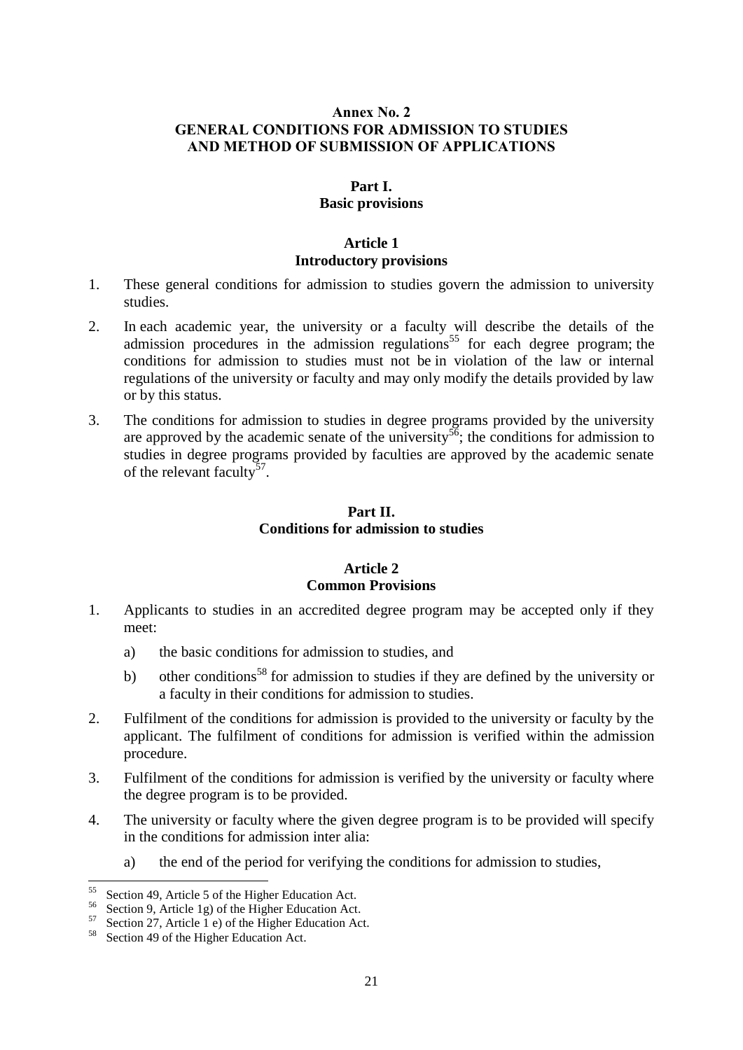## Annex No. 2
## GENERAL CONDITIONS FOR ADMISSION TO STUDIES AND METHOD OF SUBMISSION OF APPLICATIONS

### Part I.
### Basic provisions

#### Article 1
#### Introductory provisions

1. These general conditions for admission to studies govern the admission to university studies.
2. In each academic year, the university or a faculty will describe the details of the admission procedures in the admission regulations[55] for each degree program; the conditions for admission to studies must not be in violation of the law or internal regulations of the university or faculty and may only modify the details provided by law or by this status.
3. The conditions for admission to studies in degree programs provided by the university are approved by the academic senate of the university[56]; the conditions for admission to studies in degree programs provided by faculties are approved by the academic senate of the relevant faculty[57].

### Part II.
### Conditions for admission to studies

#### Article 2
#### Common Provisions

1. Applicants to studies in an accredited degree program may be accepted only if they meet:
   a) the basic conditions for admission to studies, and
   b) other conditions[58] for admission to studies if they are defined by the university or a faculty in their conditions for admission to studies.
2. Fulfilment of the conditions for admission is provided to the university or faculty by the applicant. The fulfilment of conditions for admission is verified within the admission procedure.
3. Fulfilment of the conditions for admission is verified by the university or faculty where the degree program is to be provided.
4. The university or faculty where the given degree program is to be provided will specify in the conditions for admission inter alia:
   a) the end of the period for verifying the conditions for admission to studies,

---

[55] Section 49, Article 5 of the Higher Education Act.
[56] Section 9, Article 1g) of the Higher Education Act.
[57] Section 27, Article 1 e) of the Higher Education Act.
[58] Section 49 of the Higher Education Act.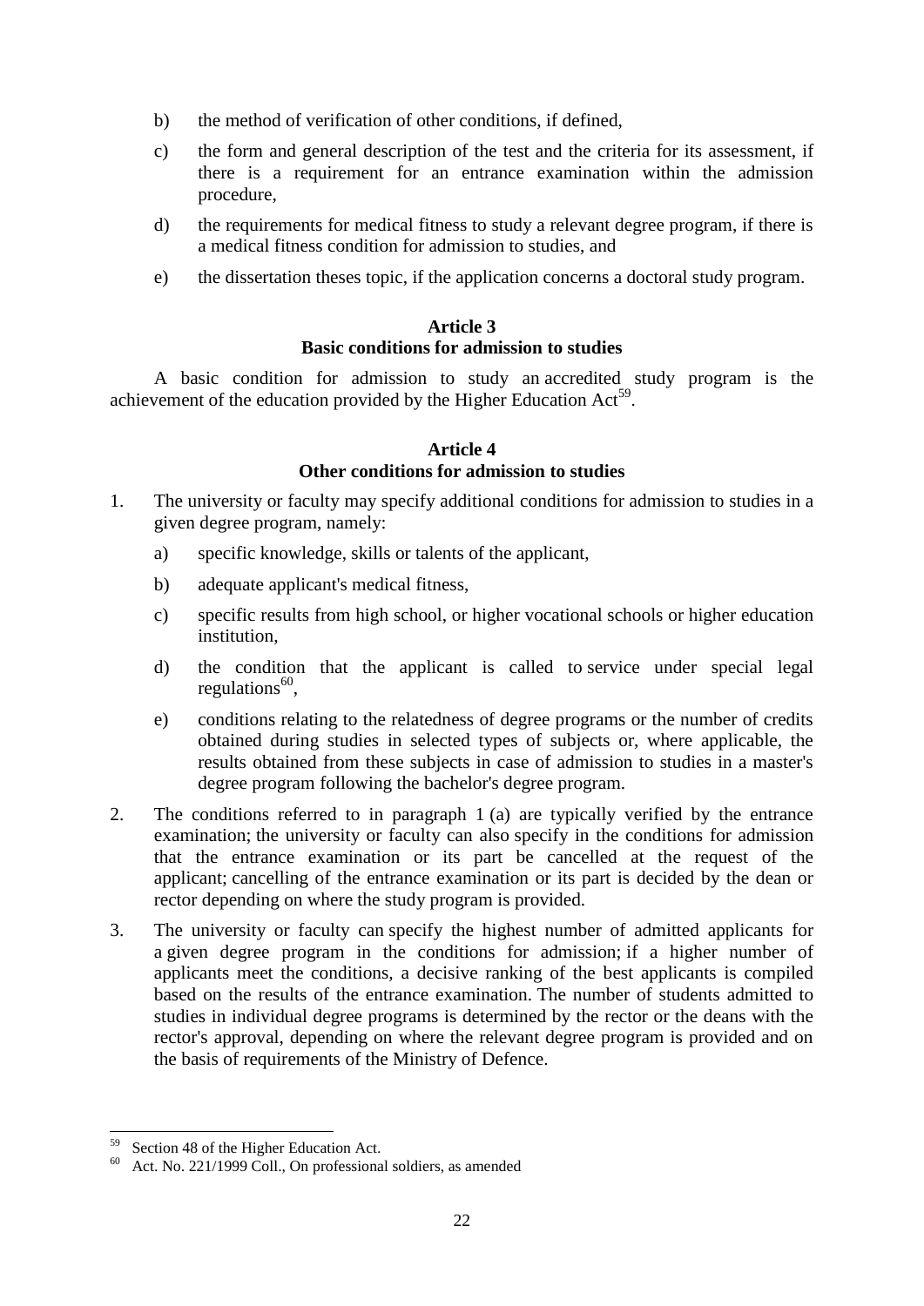b) the method of verification of other conditions, if defined,

c) the form and general description of the test and the criteria for its assessment, if there is a requirement for an entrance examination within the admission procedure,

d) the requirements for medical fitness to study a relevant degree program, if there is a medical fitness condition for admission to studies, and

e) the dissertation theses topic, if the application concerns a doctoral study program.

### Article 3
### Basic conditions for admission to studies

A basic condition for admission to study an accredited study program is the achievement of the education provided by the Higher Education Act[59].

### Article 4
### Other conditions for admission to studies

1. The university or faculty may specify additional conditions for admission to studies in a given degree program, namely:

   a) specific knowledge, skills or talents of the applicant,

   b) adequate applicant's medical fitness,

   c) specific results from high school, or higher vocational schools or higher education institution,

   d) the condition that the applicant is called to service under special legal regulations[60],

   e) conditions relating to the relatedness of degree programs or the number of credits obtained during studies in selected types of subjects or, where applicable, the results obtained from these subjects in case of admission to studies in a master's degree program following the bachelor's degree program.

2. The conditions referred to in paragraph 1 (a) are typically verified by the entrance examination; the university or faculty can also specify in the conditions for admission that the entrance examination or its part be cancelled at the request of the applicant; cancelling of the entrance examination or its part is decided by the dean or rector depending on where the study program is provided.

3. The university or faculty can specify the highest number of admitted applicants for a given degree program in the conditions for admission; if a higher number of applicants meet the conditions, a decisive ranking of the best applicants is compiled based on the results of the entrance examination. The number of students admitted to studies in individual degree programs is determined by the rector or the deans with the rector's approval, depending on where the relevant degree program is provided and on the basis of requirements of the Ministry of Defence.

---

[59] Section 48 of the Higher Education Act.

[60] Act. No. 221/1999 Coll., On professional soldiers, as amended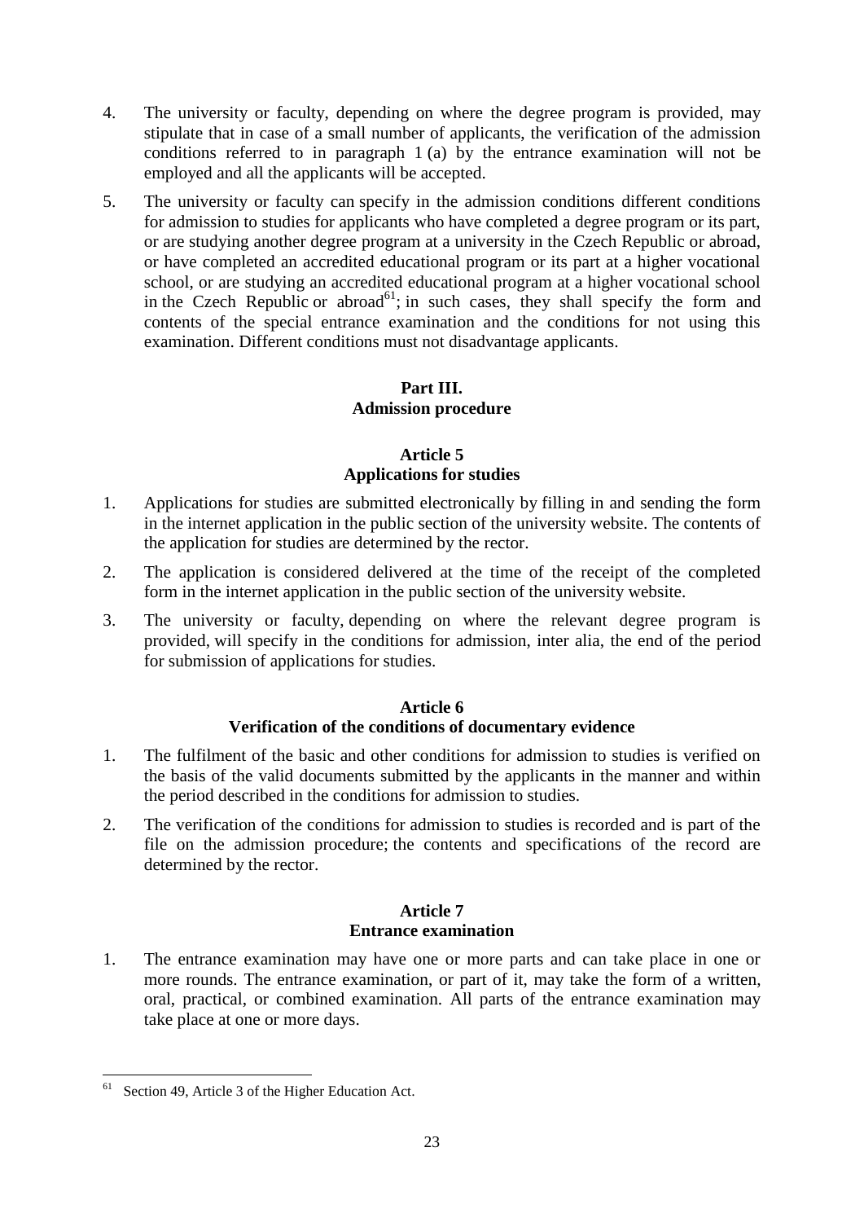4. The university or faculty, depending on where the degree program is provided, may stipulate that in case of a small number of applicants, the verification of the admission conditions referred to in paragraph 1 (a) by the entrance examination will not be employed and all the applicants will be accepted.

5. The university or faculty can specify in the admission conditions different conditions for admission to studies for applicants who have completed a degree program or its part, or are studying another degree program at a university in the Czech Republic or abroad, or have completed an accredited educational program or its part at a higher vocational school, or are studying an accredited educational program at a higher vocational school in the Czech Republic or abroad[61]; in such cases, they shall specify the form and contents of the special entrance examination and the conditions for not using this examination. Different conditions must not disadvantage applicants.

## Part III.
## Admission procedure

### Article 5
### Applications for studies

1. Applications for studies are submitted electronically by filling in and sending the form in the internet application in the public section of the university website. The contents of the application for studies are determined by the rector.

2. The application is considered delivered at the time of the receipt of the completed form in the internet application in the public section of the university website.

3. The university or faculty, depending on where the relevant degree program is provided, will specify in the conditions for admission, inter alia, the end of the period for submission of applications for studies.

### Article 6
### Verification of the conditions of documentary evidence

1. The fulfilment of the basic and other conditions for admission to studies is verified on the basis of the valid documents submitted by the applicants in the manner and within the period described in the conditions for admission to studies.

2. The verification of the conditions for admission to studies is recorded and is part of the file on the admission procedure; the contents and specifications of the record are determined by the rector.

### Article 7
### Entrance examination

1. The entrance examination may have one or more parts and can take place in one or more rounds. The entrance examination, or part of it, may take the form of a written, oral, practical, or combined examination. All parts of the entrance examination may take place at one or more days.

---

[61] Section 49, Article 3 of the Higher Education Act.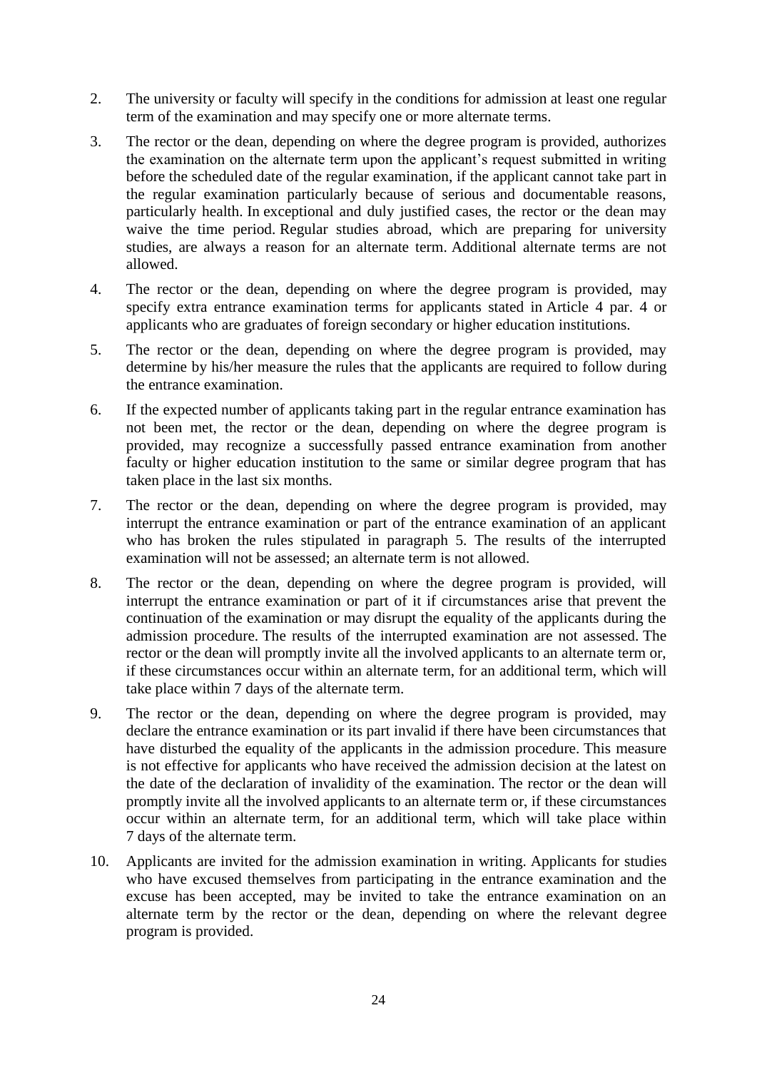2. The university or faculty will specify in the conditions for admission at least one regular term of the examination and may specify one or more alternate terms.

3. The rector or the dean, depending on where the degree program is provided, authorizes the examination on the alternate term upon the applicant's request submitted in writing before the scheduled date of the regular examination, if the applicant cannot take part in the regular examination particularly because of serious and documentable reasons, particularly health. In exceptional and duly justified cases, the rector or the dean may waive the time period. Regular studies abroad, which are preparing for university studies, are always a reason for an alternate term. Additional alternate terms are not allowed.

4. The rector or the dean, depending on where the degree program is provided, may specify extra entrance examination terms for applicants stated in Article 4 par. 4 or applicants who are graduates of foreign secondary or higher education institutions.

5. The rector or the dean, depending on where the degree program is provided, may determine by his/her measure the rules that the applicants are required to follow during the entrance examination.

6. If the expected number of applicants taking part in the regular entrance examination has not been met, the rector or the dean, depending on where the degree program is provided, may recognize a successfully passed entrance examination from another faculty or higher education institution to the same or similar degree program that has taken place in the last six months.

7. The rector or the dean, depending on where the degree program is provided, may interrupt the entrance examination or part of the entrance examination of an applicant who has broken the rules stipulated in paragraph 5. The results of the interrupted examination will not be assessed; an alternate term is not allowed.

8. The rector or the dean, depending on where the degree program is provided, will interrupt the entrance examination or part of it if circumstances arise that prevent the continuation of the examination or may disrupt the equality of the applicants during the admission procedure. The results of the interrupted examination are not assessed. The rector or the dean will promptly invite all the involved applicants to an alternate term or, if these circumstances occur within an alternate term, for an additional term, which will take place within 7 days of the alternate term.

9. The rector or the dean, depending on where the degree program is provided, may declare the entrance examination or its part invalid if there have been circumstances that have disturbed the equality of the applicants in the admission procedure. This measure is not effective for applicants who have received the admission decision at the latest on the date of the declaration of invalidity of the examination. The rector or the dean will promptly invite all the involved applicants to an alternate term or, if these circumstances occur within an alternate term, for an additional term, which will take place within 7 days of the alternate term.

10. Applicants are invited for the admission examination in writing. Applicants for studies who have excused themselves from participating in the entrance examination and the excuse has been accepted, may be invited to take the entrance examination on an alternate term by the rector or the dean, depending on where the relevant degree program is provided.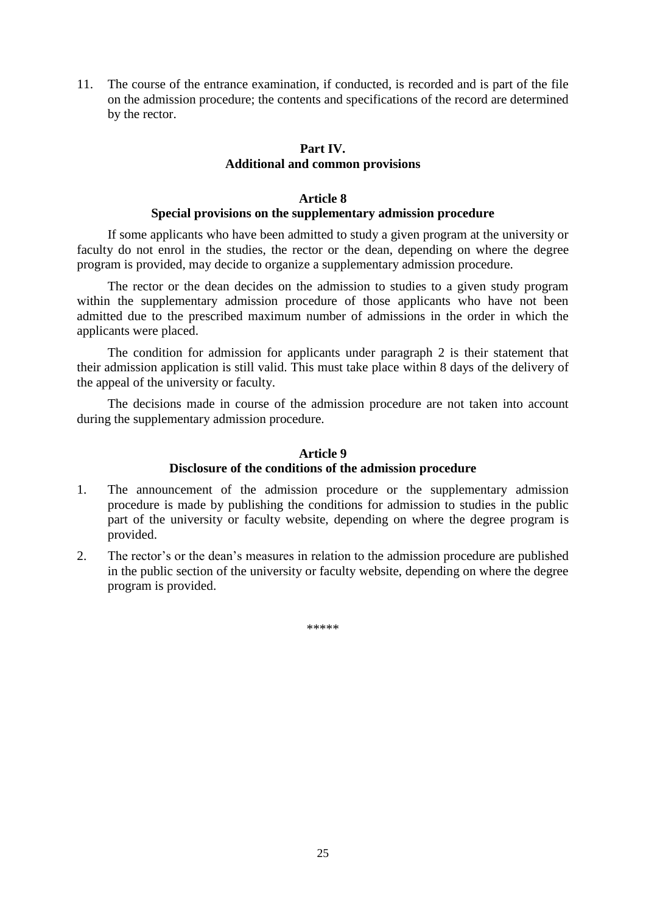11. The course of the entrance examination, if conducted, is recorded and is part of the file on the admission procedure; the contents and specifications of the record are determined by the rector.

## Part IV.
## Additional and common provisions

### Article 8
### Special provisions on the supplementary admission procedure

If some applicants who have been admitted to study a given program at the university or faculty do not enrol in the studies, the rector or the dean, depending on where the degree program is provided, may decide to organize a supplementary admission procedure.

The rector or the dean decides on the admission to studies to a given study program within the supplementary admission procedure of those applicants who have not been admitted due to the prescribed maximum number of admissions in the order in which the applicants were placed.

The condition for admission for applicants under paragraph 2 is their statement that their admission application is still valid. This must take place within 8 days of the delivery of the appeal of the university or faculty.

The decisions made in course of the admission procedure are not taken into account during the supplementary admission procedure.

### Article 9
### Disclosure of the conditions of the admission procedure

1. The announcement of the admission procedure or the supplementary admission procedure is made by publishing the conditions for admission to studies in the public part of the university or faculty website, depending on where the degree program is provided.
2. The rector's or the dean's measures in relation to the admission procedure are published in the public section of the university or faculty website, depending on where the degree program is provided.

*****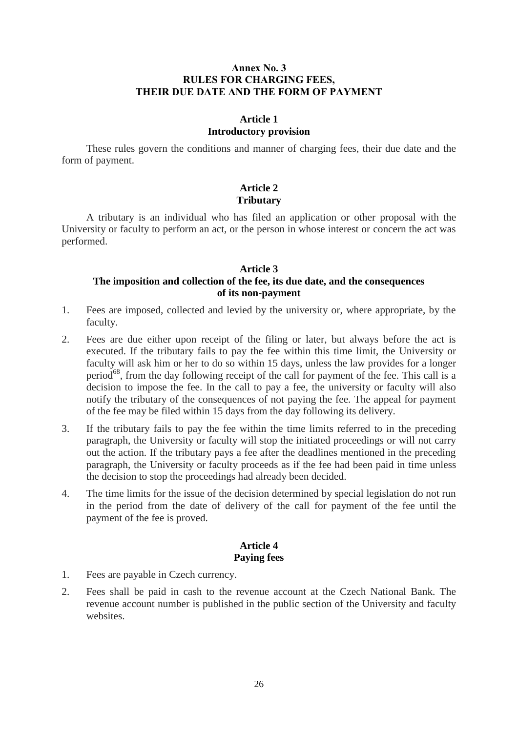# Annex No. 3
# RULES FOR CHARGING FEES, THEIR DUE DATE AND THE FORM OF PAYMENT

## Article 1
## Introductory provision

These rules govern the conditions and manner of charging fees, their due date and the form of payment.

## Article 2
## Tributary

A tributary is an individual who has filed an application or other proposal with the University or faculty to perform an act, or the person in whose interest or concern the act was performed.

## Article 3
## The imposition and collection of the fee, its due date, and the consequences of its non-payment

1. Fees are imposed, collected and levied by the university or, where appropriate, by the faculty.
2. Fees are due either upon receipt of the filing or later, but always before the act is executed. If the tributary fails to pay the fee within this time limit, the University or faculty will ask him or her to do so within 15 days, unless the law provides for a longer period[68], from the day following receipt of the call for payment of the fee. This call is a decision to impose the fee. In the call to pay a fee, the university or faculty will also notify the tributary of the consequences of not paying the fee. The appeal for payment of the fee may be filed within 15 days from the day following its delivery.
3. If the tributary fails to pay the fee within the time limits referred to in the preceding paragraph, the University or faculty will stop the initiated proceedings or will not carry out the action. If the tributary pays a fee after the deadlines mentioned in the preceding paragraph, the University or faculty proceeds as if the fee had been paid in time unless the decision to stop the proceedings had already been decided.
4. The time limits for the issue of the decision determined by special legislation do not run in the period from the date of delivery of the call for payment of the fee until the payment of the fee is proved.

## Article 4
## Paying fees

1. Fees are payable in Czech currency.
2. Fees shall be paid in cash to the revenue account at the Czech National Bank. The revenue account number is published in the public section of the University and faculty websites.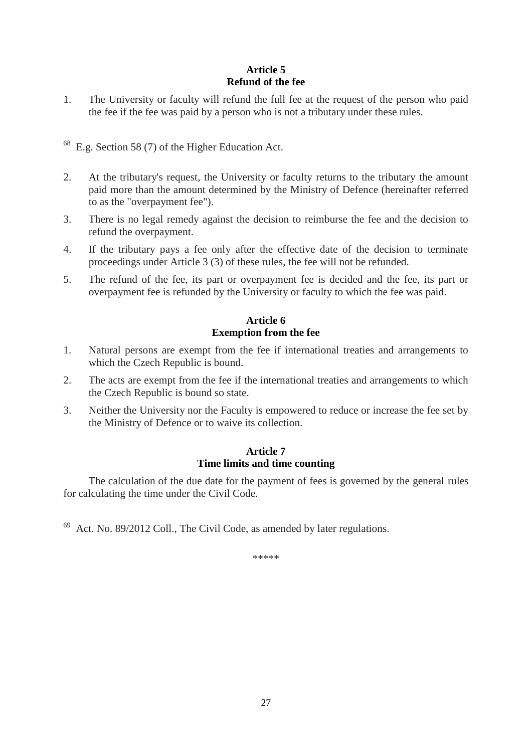### Article 5
### Refund of the fee

1. The University or faculty will refund the full fee at the request of the person who paid the fee if the fee was paid by a person who is not a tributary under these rules.

[68] E.g. Section 58 (7) of the Higher Education Act.

2. At the tributary's request, the University or faculty returns to the tributary the amount paid more than the amount determined by the Ministry of Defence (hereinafter referred to as the "overpayment fee").
3. There is no legal remedy against the decision to reimburse the fee and the decision to refund the overpayment.
4. If the tributary pays a fee only after the effective date of the decision to terminate proceedings under Article 3 (3) of these rules, the fee will not be refunded.
5. The refund of the fee, its part or overpayment fee is decided and the fee, its part or overpayment fee is refunded by the University or faculty to which the fee was paid.

### Article 6
### Exemption from the fee

1. Natural persons are exempt from the fee if international treaties and arrangements to which the Czech Republic is bound.
2. The acts are exempt from the fee if the international treaties and arrangements to which the Czech Republic is bound so state.
3. Neither the University nor the Faculty is empowered to reduce or increase the fee set by the Ministry of Defence or to waive its collection.

### Article 7
### Time limits and time counting

The calculation of the due date for the payment of fees is governed by the general rules for calculating the time under the Civil Code.

[69] Act. No. 89/2012 Coll., The Civil Code, as amended by later regulations.

*****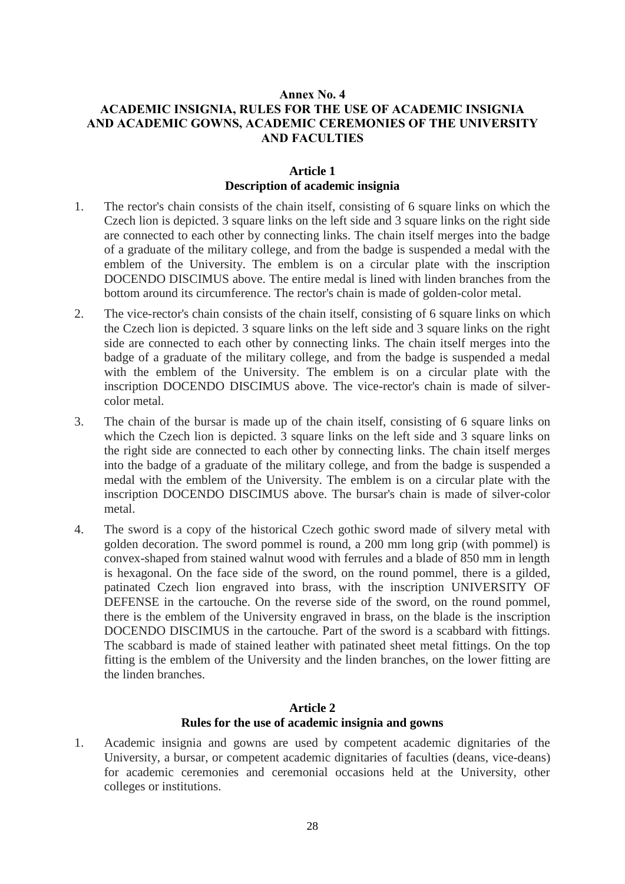**Annex No. 4**

**ACADEMIC INSIGNIA, RULES FOR THE USE OF ACADEMIC INSIGNIA AND ACADEMIC GOWNS, ACADEMIC CEREMONIES OF THE UNIVERSITY AND FACULTIES**

## Article 1
## Description of academic insignia

1. The rector's chain consists of the chain itself, consisting of 6 square links on which the Czech lion is depicted. 3 square links on the left side and 3 square links on the right side are connected to each other by connecting links. The chain itself merges into the badge of a graduate of the military college, and from the badge is suspended a medal with the emblem of the University. The emblem is on a circular plate with the inscription DOCENDO DISCIMUS above. The entire medal is lined with linden branches from the bottom around its circumference. The rector's chain is made of golden-color metal.

2. The vice-rector's chain consists of the chain itself, consisting of 6 square links on which the Czech lion is depicted. 3 square links on the left side and 3 square links on the right side are connected to each other by connecting links. The chain itself merges into the badge of a graduate of the military college, and from the badge is suspended a medal with the emblem of the University. The emblem is on a circular plate with the inscription DOCENDO DISCIMUS above. The vice-rector's chain is made of silver-color metal.

3. The chain of the bursar is made up of the chain itself, consisting of 6 square links on which the Czech lion is depicted. 3 square links on the left side and 3 square links on the right side are connected to each other by connecting links. The chain itself merges into the badge of a graduate of the military college, and from the badge is suspended a medal with the emblem of the University. The emblem is on a circular plate with the inscription DOCENDO DISCIMUS above. The bursar's chain is made of silver-color metal.

4. The sword is a copy of the historical Czech gothic sword made of silvery metal with golden decoration. The sword pommel is round, a 200 mm long grip (with pommel) is convex-shaped from stained walnut wood with ferrules and a blade of 850 mm in length is hexagonal. On the face side of the sword, on the round pommel, there is a gilded, patinated Czech lion engraved into brass, with the inscription UNIVERSITY OF DEFENSE in the cartouche. On the reverse side of the sword, on the round pommel, there is the emblem of the University engraved in brass, on the blade is the inscription DOCENDO DISCIMUS in the cartouche. Part of the sword is a scabbard with fittings. The scabbard is made of stained leather with patinated sheet metal fittings. On the top fitting is the emblem of the University and the linden branches, on the lower fitting are the linden branches.

## Article 2
## Rules for the use of academic insignia and gowns

1. Academic insignia and gowns are used by competent academic dignitaries of the University, a bursar, or competent academic dignitaries of faculties (deans, vice-deans) for academic ceremonies and ceremonial occasions held at the University, other colleges or institutions.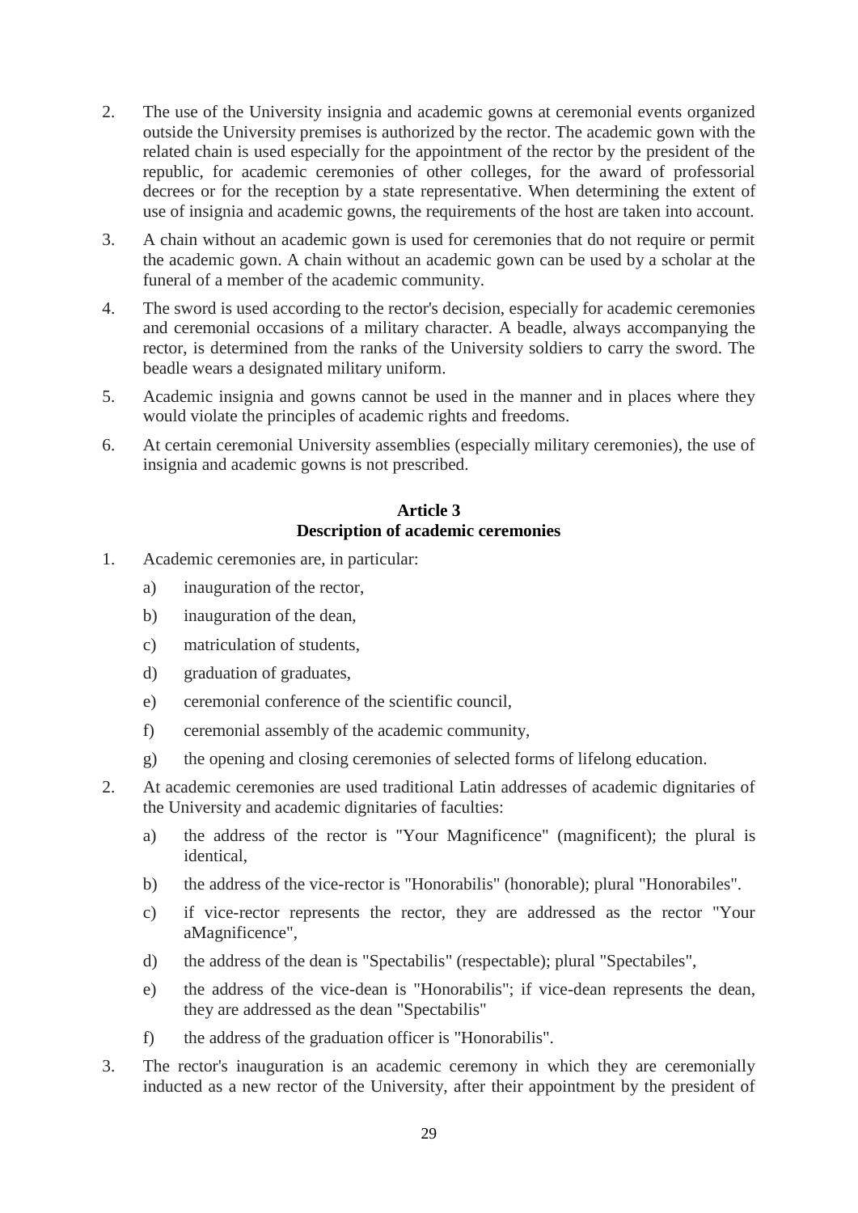2. The use of the University insignia and academic gowns at ceremonial events organized outside the University premises is authorized by the rector. The academic gown with the related chain is used especially for the appointment of the rector by the president of the republic, for academic ceremonies of other colleges, for the award of professorial decrees or for the reception by a state representative. When determining the extent of use of insignia and academic gowns, the requirements of the host are taken into account.

3. A chain without an academic gown is used for ceremonies that do not require or permit the academic gown. A chain without an academic gown can be used by a scholar at the funeral of a member of the academic community.

4. The sword is used according to the rector's decision, especially for academic ceremonies and ceremonial occasions of a military character. A beadle, always accompanying the rector, is determined from the ranks of the University soldiers to carry the sword. The beadle wears a designated military uniform.

5. Academic insignia and gowns cannot be used in the manner and in places where they would violate the principles of academic rights and freedoms.

6. At certain ceremonial University assemblies (especially military ceremonies), the use of insignia and academic gowns is not prescribed.

## Article 3
## Description of academic ceremonies

1. Academic ceremonies are, in particular:
   a) inauguration of the rector,
   b) inauguration of the dean,
   c) matriculation of students,
   d) graduation of graduates,
   e) ceremonial conference of the scientific council,
   f) ceremonial assembly of the academic community,
   g) the opening and closing ceremonies of selected forms of lifelong education.

2. At academic ceremonies are used traditional Latin addresses of academic dignitaries of the University and academic dignitaries of faculties:
   a) the address of the rector is "Your Magnificence" (magnificent); the plural is identical,
   b) the address of the vice-rector is "Honorabilis" (honorable); plural "Honorabiles".
   c) if vice-rector represents the rector, they are addressed as the rector "Your aMagnificence",
   d) the address of the dean is "Spectabilis" (respectable); plural "Spectabiles",
   e) the address of the vice-dean is "Honorabilis"; if vice-dean represents the dean, they are addressed as the dean "Spectabilis"
   f) the address of the graduation officer is "Honorabilis".

3. The rector's inauguration is an academic ceremony in which they are ceremonially inducted as a new rector of the University, after their appointment by the president of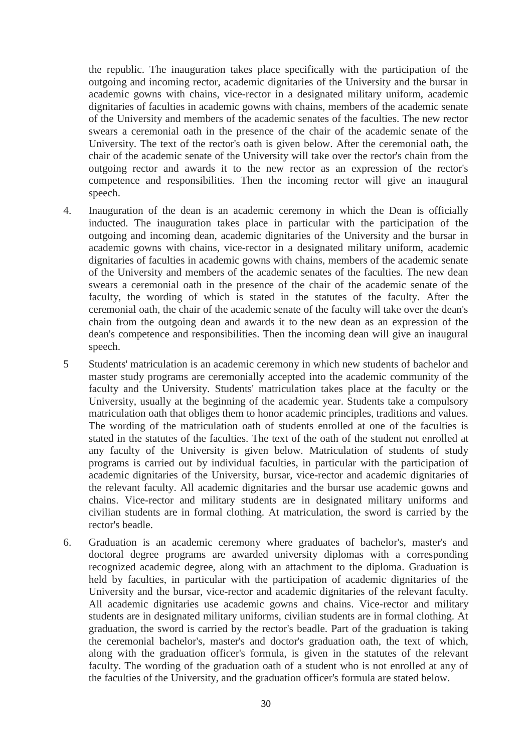the republic. The inauguration takes place specifically with the participation of the outgoing and incoming rector, academic dignitaries of the University and the bursar in academic gowns with chains, vice-rector in a designated military uniform, academic dignitaries of faculties in academic gowns with chains, members of the academic senate of the University and members of the academic senates of the faculties. The new rector swears a ceremonial oath in the presence of the chair of the academic senate of the University. The text of the rector's oath is given below. After the ceremonial oath, the chair of the academic senate of the University will take over the rector's chain from the outgoing rector and awards it to the new rector as an expression of the rector's competence and responsibilities. Then the incoming rector will give an inaugural speech.

4. Inauguration of the dean is an academic ceremony in which the Dean is officially inducted. The inauguration takes place in particular with the participation of the outgoing and incoming dean, academic dignitaries of the University and the bursar in academic gowns with chains, vice-rector in a designated military uniform, academic dignitaries of faculties in academic gowns with chains, members of the academic senate of the University and members of the academic senates of the faculties. The new dean swears a ceremonial oath in the presence of the chair of the academic senate of the faculty, the wording of which is stated in the statutes of the faculty. After the ceremonial oath, the chair of the academic senate of the faculty will take over the dean's chain from the outgoing dean and awards it to the new dean as an expression of the dean's competence and responsibilities. Then the incoming dean will give an inaugural speech.

5 Students' matriculation is an academic ceremony in which new students of bachelor and master study programs are ceremonially accepted into the academic community of the faculty and the University. Students' matriculation takes place at the faculty or the University, usually at the beginning of the academic year. Students take a compulsory matriculation oath that obliges them to honor academic principles, traditions and values. The wording of the matriculation oath of students enrolled at one of the faculties is stated in the statutes of the faculties. The text of the oath of the student not enrolled at any faculty of the University is given below. Matriculation of students of study programs is carried out by individual faculties, in particular with the participation of academic dignitaries of the University, bursar, vice-rector and academic dignitaries of the relevant faculty. All academic dignitaries and the bursar use academic gowns and chains. Vice-rector and military students are in designated military uniforms and civilian students are in formal clothing. At matriculation, the sword is carried by the rector's beadle.

6. Graduation is an academic ceremony where graduates of bachelor's, master's and doctoral degree programs are awarded university diplomas with a corresponding recognized academic degree, along with an attachment to the diploma. Graduation is held by faculties, in particular with the participation of academic dignitaries of the University and the bursar, vice-rector and academic dignitaries of the relevant faculty. All academic dignitaries use academic gowns and chains. Vice-rector and military students are in designated military uniforms, civilian students are in formal clothing. At graduation, the sword is carried by the rector's beadle. Part of the graduation is taking the ceremonial bachelor's, master's and doctor's graduation oath, the text of which, along with the graduation officer's formula, is given in the statutes of the relevant faculty. The wording of the graduation oath of a student who is not enrolled at any of the faculties of the University, and the graduation officer's formula are stated below.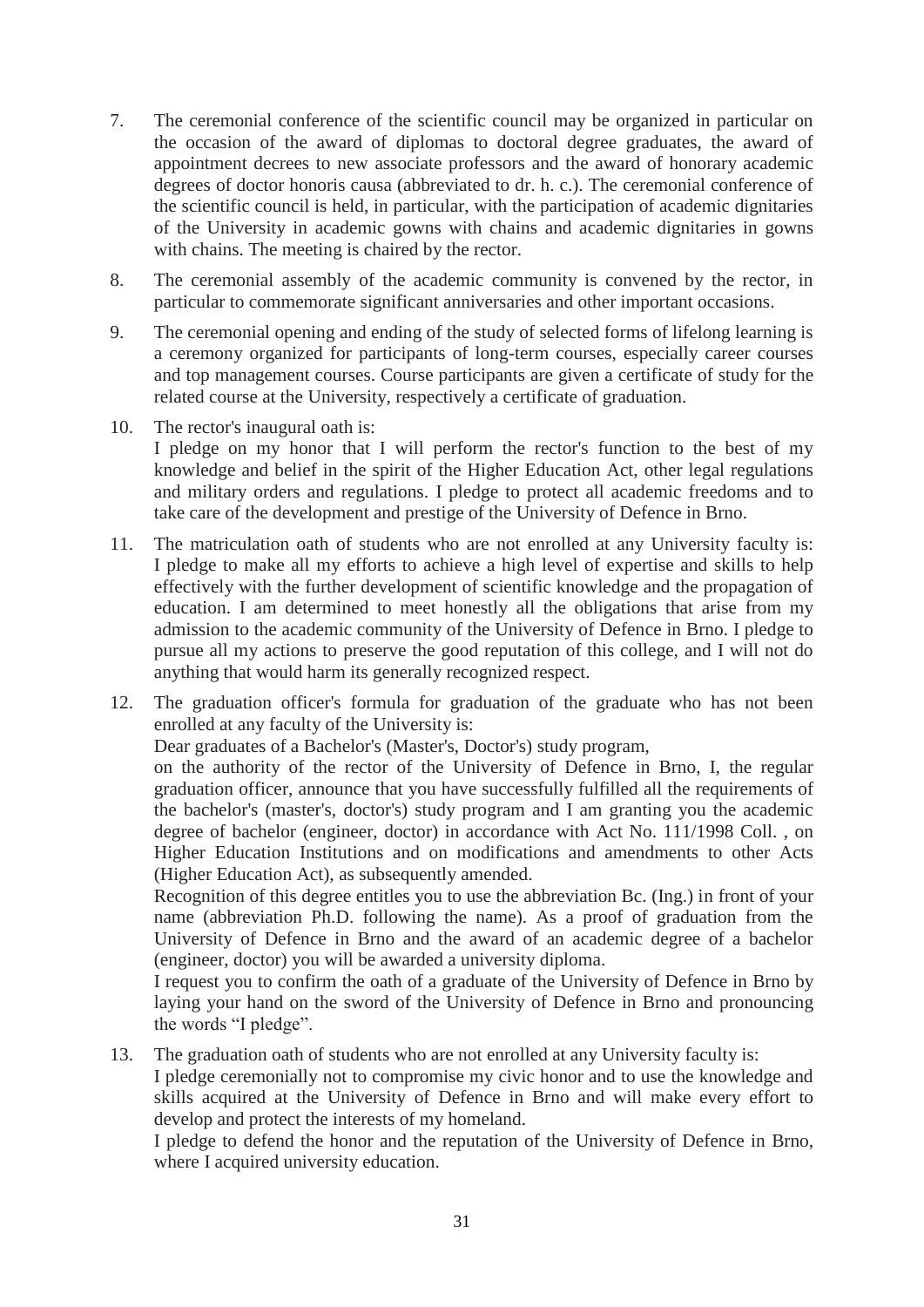7. The ceremonial conference of the scientific council may be organized in particular on the occasion of the award of diplomas to doctoral degree graduates, the award of appointment decrees to new associate professors and the award of honorary academic degrees of doctor honoris causa (abbreviated to dr. h. c.). The ceremonial conference of the scientific council is held, in particular, with the participation of academic dignitaries of the University in academic gowns with chains and academic dignitaries in gowns with chains. The meeting is chaired by the rector.

8. The ceremonial assembly of the academic community is convened by the rector, in particular to commemorate significant anniversaries and other important occasions.

9. The ceremonial opening and ending of the study of selected forms of lifelong learning is a ceremony organized for participants of long-term courses, especially career courses and top management courses. Course participants are given a certificate of study for the related course at the University, respectively a certificate of graduation.

10. The rector's inaugural oath is:
    I pledge on my honor that I will perform the rector's function to the best of my knowledge and belief in the spirit of the Higher Education Act, other legal regulations and military orders and regulations. I pledge to protect all academic freedoms and to take care of the development and prestige of the University of Defence in Brno.

11. The matriculation oath of students who are not enrolled at any University faculty is:
    I pledge to make all my efforts to achieve a high level of expertise and skills to help effectively with the further development of scientific knowledge and the propagation of education. I am determined to meet honestly all the obligations that arise from my admission to the academic community of the University of Defence in Brno. I pledge to pursue all my actions to preserve the good reputation of this college, and I will not do anything that would harm its generally recognized respect.

12. The graduation officer's formula for graduation of the graduate who has not been enrolled at any faculty of the University is:
    Dear graduates of a Bachelor's (Master's, Doctor's) study program,
    on the authority of the rector of the University of Defence in Brno, I, the regular graduation officer, announce that you have successfully fulfilled all the requirements of the bachelor's (master's, doctor's) study program and I am granting you the academic degree of bachelor (engineer, doctor) in accordance with Act No. 111/1998 Coll. , on Higher Education Institutions and on modifications and amendments to other Acts (Higher Education Act), as subsequently amended.
    Recognition of this degree entitles you to use the abbreviation Bc. (Ing.) in front of your name (abbreviation Ph.D. following the name). As a proof of graduation from the University of Defence in Brno and the award of an academic degree of a bachelor (engineer, doctor) you will be awarded a university diploma.
    I request you to confirm the oath of a graduate of the University of Defence in Brno by laying your hand on the sword of the University of Defence in Brno and pronouncing the words "I pledge".

13. The graduation oath of students who are not enrolled at any University faculty is:
    I pledge ceremonially not to compromise my civic honor and to use the knowledge and skills acquired at the University of Defence in Brno and will make every effort to develop and protect the interests of my homeland.
    I pledge to defend the honor and the reputation of the University of Defence in Brno, where I acquired university education.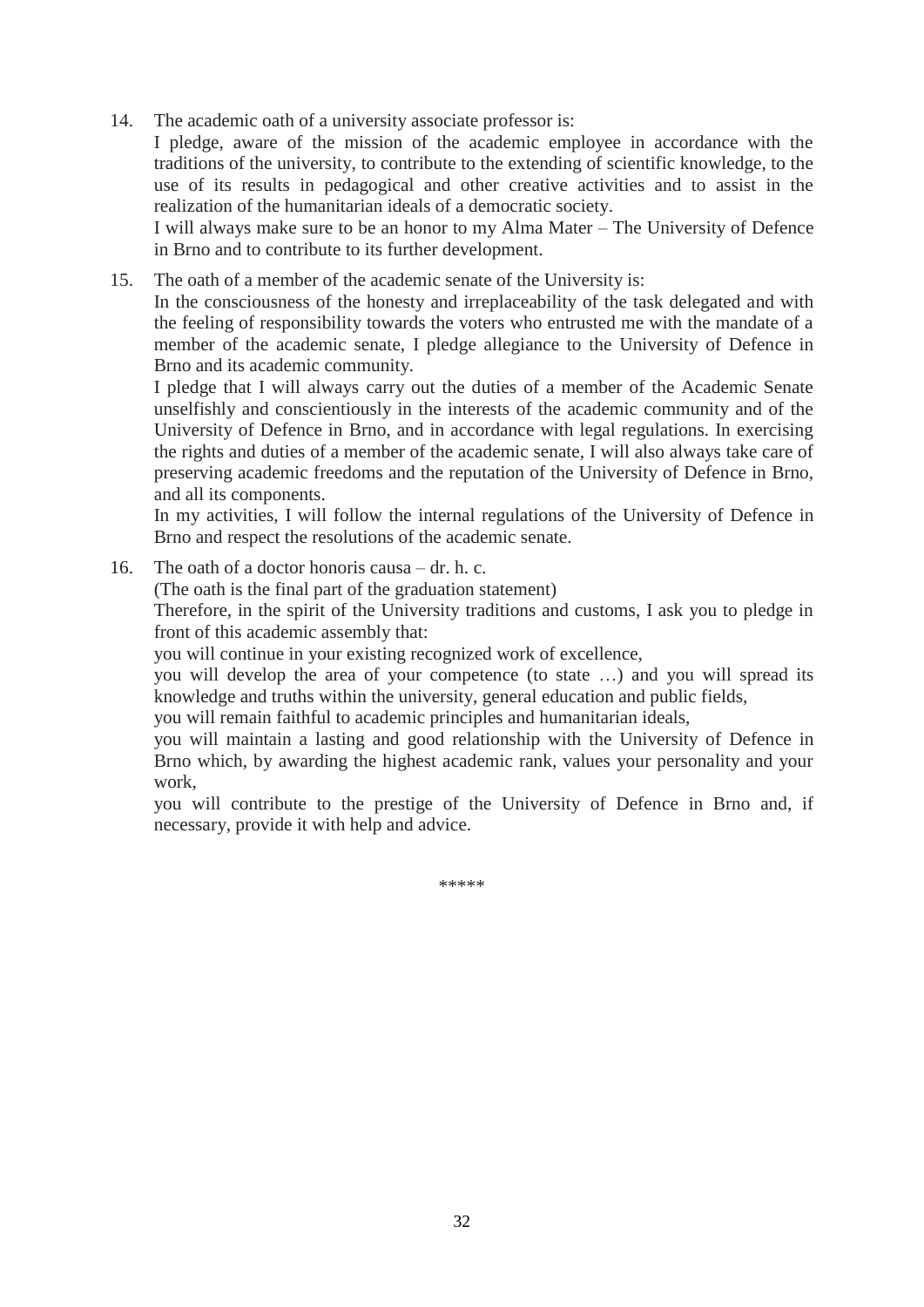14. The academic oath of a university associate professor is:
    I pledge, aware of the mission of the academic employee in accordance with the traditions of the university, to contribute to the extending of scientific knowledge, to the use of its results in pedagogical and other creative activities and to assist in the realization of the humanitarian ideals of a democratic society.
    I will always make sure to be an honor to my Alma Mater – The University of Defence in Brno and to contribute to its further development.

15. The oath of a member of the academic senate of the University is:
    In the consciousness of the honesty and irreplaceability of the task delegated and with the feeling of responsibility towards the voters who entrusted me with the mandate of a member of the academic senate, I pledge allegiance to the University of Defence in Brno and its academic community.
    I pledge that I will always carry out the duties of a member of the Academic Senate unselfishly and conscientiously in the interests of the academic community and of the University of Defence in Brno, and in accordance with legal regulations. In exercising the rights and duties of a member of the academic senate, I will also always take care of preserving academic freedoms and the reputation of the University of Defence in Brno, and all its components.
    In my activities, I will follow the internal regulations of the University of Defence in Brno and respect the resolutions of the academic senate.

16. The oath of a doctor honoris causa – dr. h. c.
    (The oath is the final part of the graduation statement)
    Therefore, in the spirit of the University traditions and customs, I ask you to pledge in front of this academic assembly that:
    you will continue in your existing recognized work of excellence,
    you will develop the area of your competence (to state …) and you will spread its knowledge and truths within the university, general education and public fields,
    you will remain faithful to academic principles and humanitarian ideals,
    you will maintain a lasting and good relationship with the University of Defence in Brno which, by awarding the highest academic rank, values your personality and your work,
    you will contribute to the prestige of the University of Defence in Brno and, if necessary, provide it with help and advice.

*****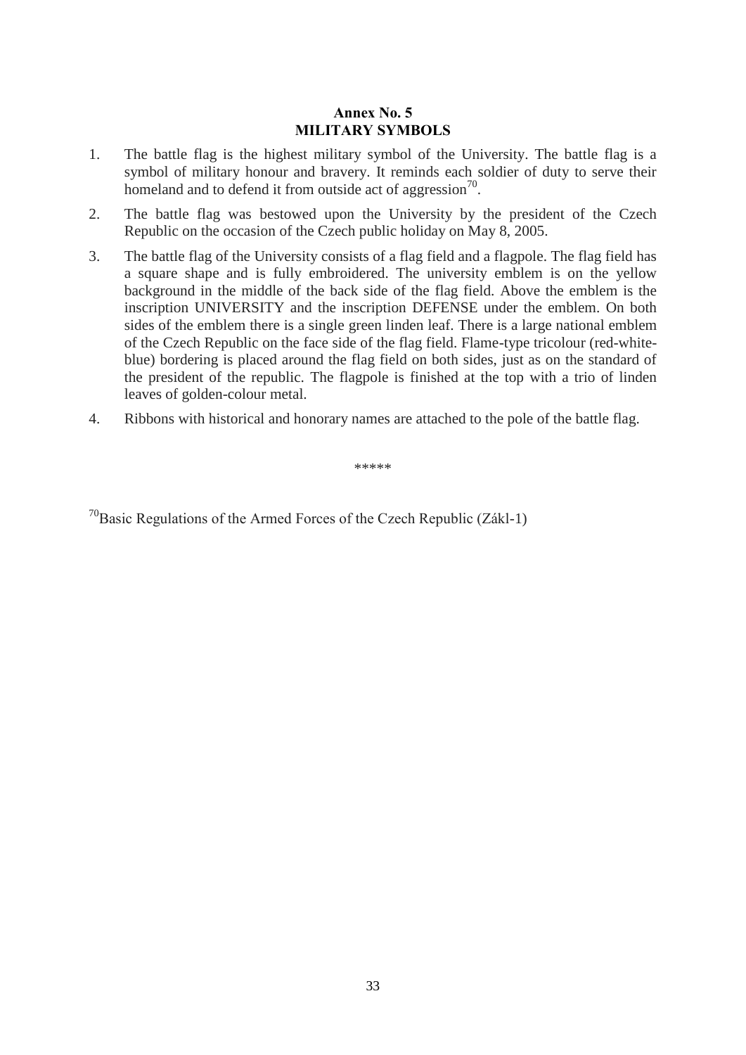## Annex No. 5
## MILITARY SYMBOLS

1. The battle flag is the highest military symbol of the University. The battle flag is a symbol of military honour and bravery. It reminds each soldier of duty to serve their homeland and to defend it from outside act of aggression[70].
2. The battle flag was bestowed upon the University by the president of the Czech Republic on the occasion of the Czech public holiday on May 8, 2005.
3. The battle flag of the University consists of a flag field and a flagpole. The flag field has a square shape and is fully embroidered. The university emblem is on the yellow background in the middle of the back side of the flag field. Above the emblem is the inscription UNIVERSITY and the inscription DEFENSE under the emblem. On both sides of the emblem there is a single green linden leaf. There is a large national emblem of the Czech Republic on the face side of the flag field. Flame-type tricolour (red-white-blue) bordering is placed around the flag field on both sides, just as on the standard of the president of the republic. The flagpole is finished at the top with a trio of linden leaves of golden-colour metal.
4. Ribbons with historical and honorary names are attached to the pole of the battle flag.

*****

[70]Basic Regulations of the Armed Forces of the Czech Republic (Zákl-1)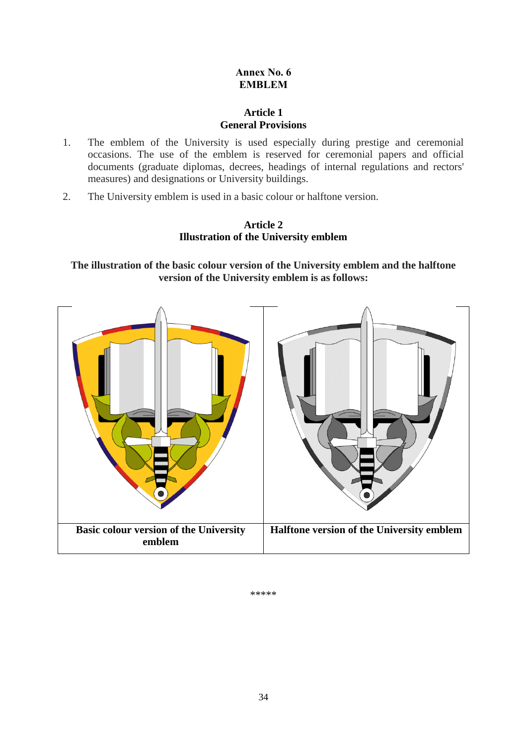# Annex No. 6
# EMBLEM

## Article 1
## General Provisions

1. The emblem of the University is used especially during prestige and ceremonial occasions. The use of the emblem is reserved for ceremonial papers and official documents (graduate diplomas, decrees, headings of internal regulations and rectors' measures) and designations or University buildings.
2. The University emblem is used in a basic colour or halftone version.

## Article 2
## Illustration of the University emblem

**The illustration of the basic colour version of the University emblem and the halftone version of the University emblem is as follows:**

| | |
|---|---|
| **Basic colour version of the University emblem** | **Halftone version of the University emblem** |

\*\*\*\*\*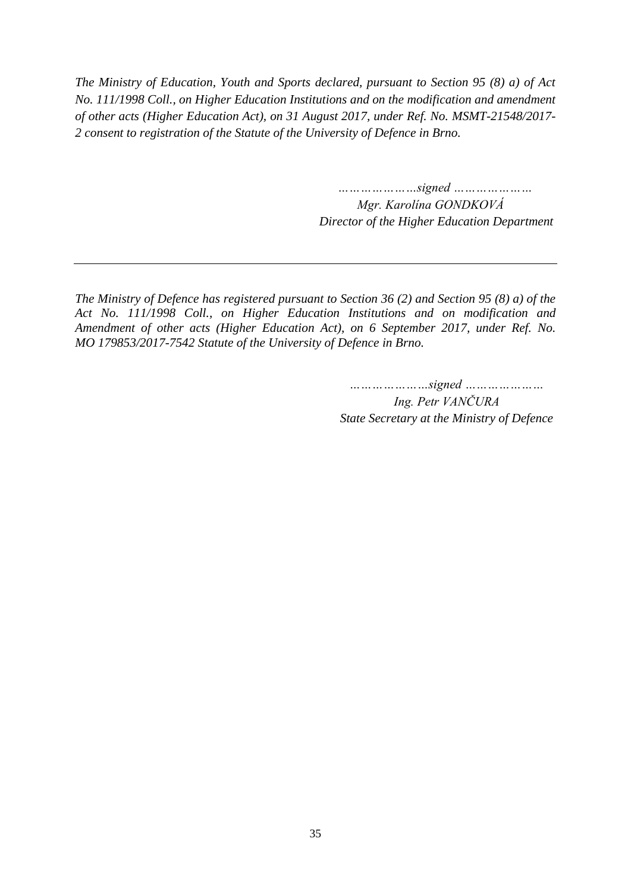*The Ministry of Education, Youth and Sports declared, pursuant to Section 95 (8) a) of Act No. 111/1998 Coll., on Higher Education Institutions and on the modification and amendment of other acts (Higher Education Act), on 31 August 2017, under Ref. No. MSMT-21548/2017-2 consent to registration of the Statute of the University of Defence in Brno.*

*…………………signed …………………*
*Mgr. Karolína GONDKOVÁ*
*Director of the Higher Education Department*

---

*The Ministry of Defence has registered pursuant to Section 36 (2) and Section 95 (8) a) of the Act No. 111/1998 Coll., on Higher Education Institutions and on modification and Amendment of other acts (Higher Education Act), on 6 September 2017, under Ref. No. MO 179853/2017-7542 Statute of the University of Defence in Brno.*

*…………………signed …………………*
*Ing. Petr VANČURA*
*State Secretary at the Ministry of Defence*